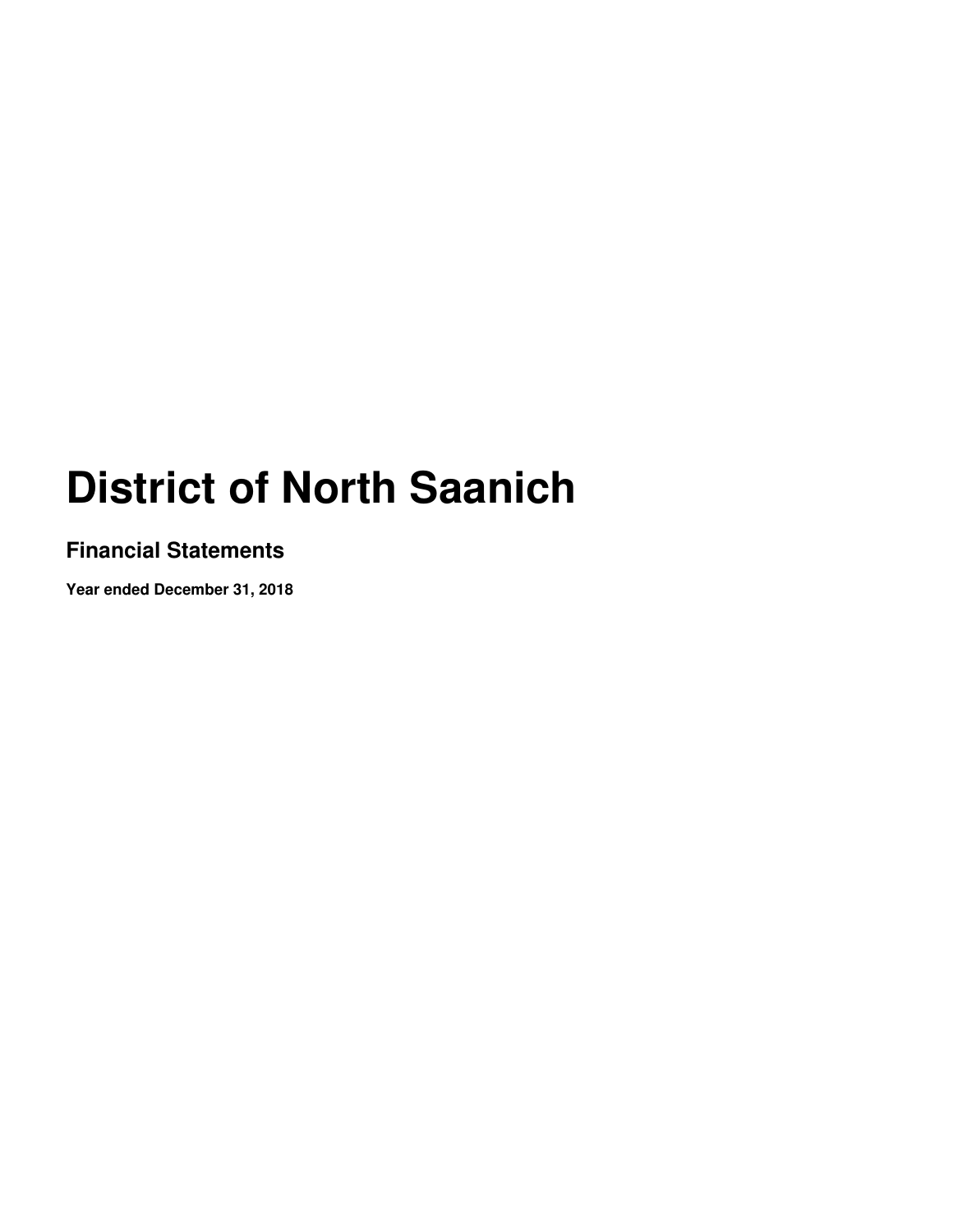# District of North Saanich

## Financial Statements

**Year ended December 31, 2018**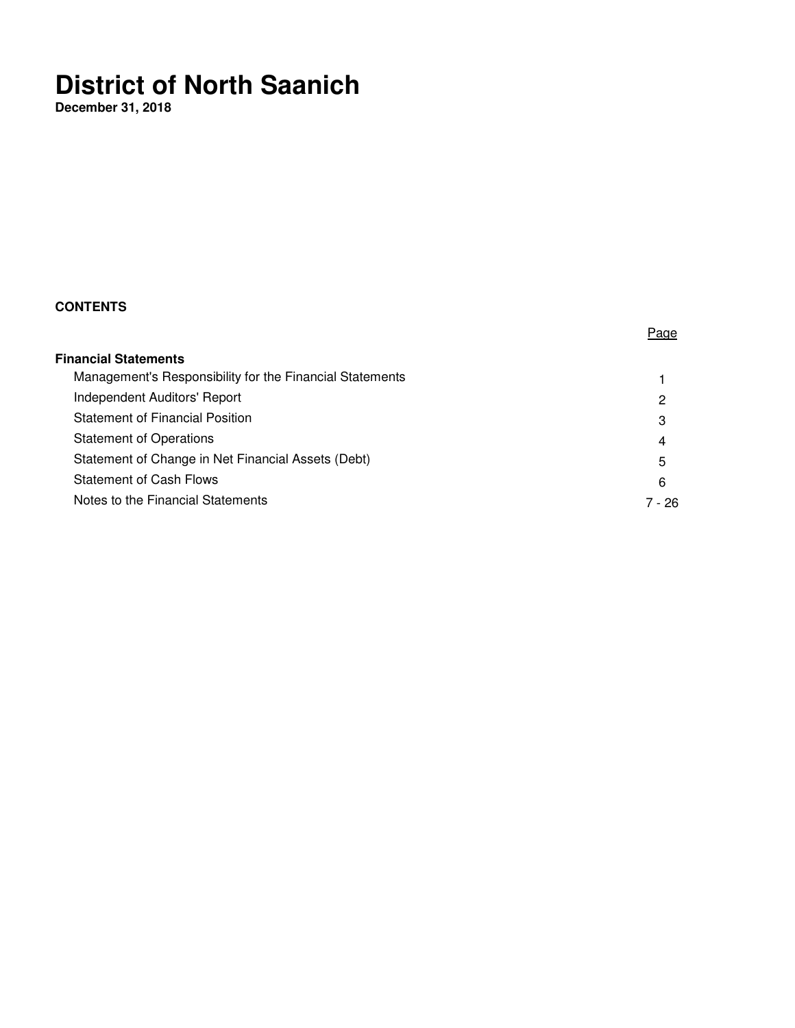# District of North Saanich

**December 31, 2018**

**CONTENTS**

| | Page |
|---|---|
| **Financial Statements** | |
| Management's Responsibility for the Financial Statements | 1 |
| Independent Auditors' Report | 2 |
| Statement of Financial Position | 3 |
| Statement of Operations | 4 |
| Statement of Change in Net Financial Assets (Debt) | 5 |
| Statement of Cash Flows | 6 |
| Notes to the Financial Statements | 7 - 26 |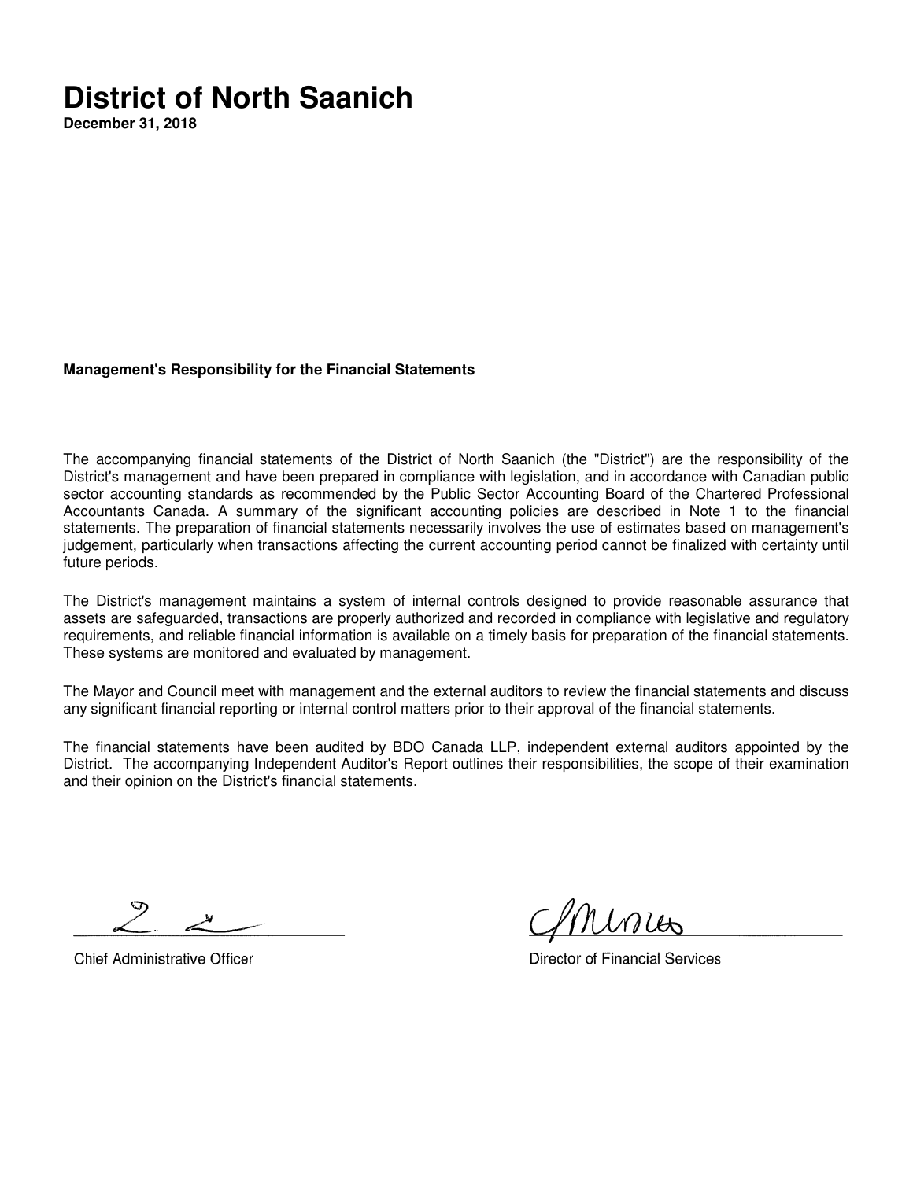# District of North Saanich

**December 31, 2018**

**Management's Responsibility for the Financial Statements**

The accompanying financial statements of the District of North Saanich (the "District") are the responsibility of the District's management and have been prepared in compliance with legislation, and in accordance with Canadian public sector accounting standards as recommended by the Public Sector Accounting Board of the Chartered Professional Accountants Canada. A summary of the significant accounting policies are described in Note 1 to the financial statements. The preparation of financial statements necessarily involves the use of estimates based on management's judgement, particularly when transactions affecting the current accounting period cannot be finalized with certainty until future periods.

The District's management maintains a system of internal controls designed to provide reasonable assurance that assets are safeguarded, transactions are properly authorized and recorded in compliance with legislative and regulatory requirements, and reliable financial information is available on a timely basis for preparation of the financial statements. These systems are monitored and evaluated by management.

The Mayor and Council meet with management and the external auditors to review the financial statements and discuss any significant financial reporting or internal control matters prior to their approval of the financial statements.

The financial statements have been audited by BDO Canada LLP, independent external auditors appointed by the District. The accompanying Independent Auditor's Report outlines their responsibilities, the scope of their examination and their opinion on the District's financial statements.

Chief Administrative Officer

Director of Financial Services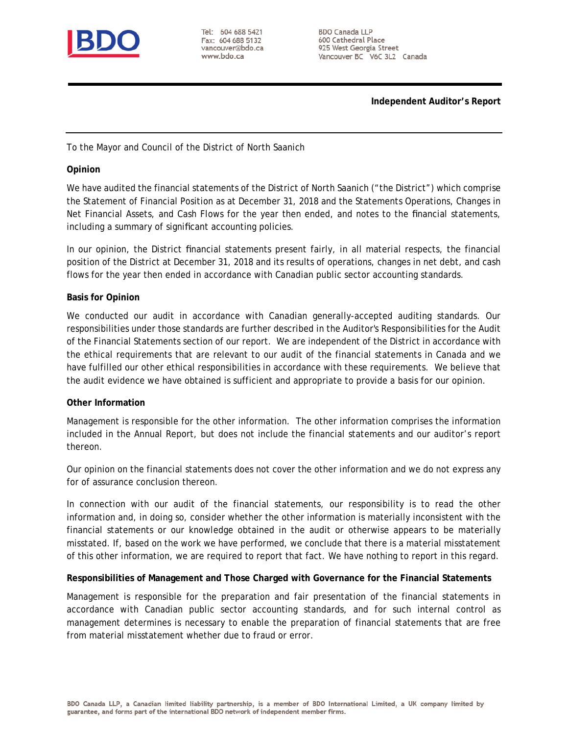**Independent Auditor's Report**

To the Mayor and Council of the District of North Saanich

**Opinion**

We have audited the financial statements of the District of North Saanich ("the District") which comprise the Statement of Financial Position as at December 31, 2018 and the Statements Operations, Changes in Net Financial Assets, and Cash Flows for the year then ended, and notes to the financial statements, including a summary of significant accounting policies.

In our opinion, the District financial statements present fairly, in all material respects, the financial position of the District at December 31, 2018 and its results of operations, changes in net debt, and cash flows for the year then ended in accordance with Canadian public sector accounting standards.

**Basis for Opinion**

We conducted our audit in accordance with Canadian generally-accepted auditing standards. Our responsibilities under those standards are further described in the Auditor's Responsibilities for the Audit of the Financial Statements section of our report. We are independent of the District in accordance with the ethical requirements that are relevant to our audit of the financial statements in Canada and we have fulfilled our other ethical responsibilities in accordance with these requirements. We believe that the audit evidence we have obtained is sufficient and appropriate to provide a basis for our opinion.

**Other Information**

Management is responsible for the other information. The other information comprises the information included in the Annual Report, but does not include the financial statements and our auditor's report thereon.

Our opinion on the financial statements does not cover the other information and we do not express any for of assurance conclusion thereon.

In connection with our audit of the financial statements, our responsibility is to read the other information and, in doing so, consider whether the other information is materially inconsistent with the financial statements or our knowledge obtained in the audit or otherwise appears to be materially misstated. If, based on the work we have performed, we conclude that there is a material misstatement of this other information, we are required to report that fact. We have nothing to report in this regard.

**Responsibilities of Management and Those Charged with Governance for the Financial Statements**

Management is responsible for the preparation and fair presentation of the financial statements in accordance with Canadian public sector accounting standards, and for such internal control as management determines is necessary to enable the preparation of financial statements that are free from material misstatement whether due to fraud or error.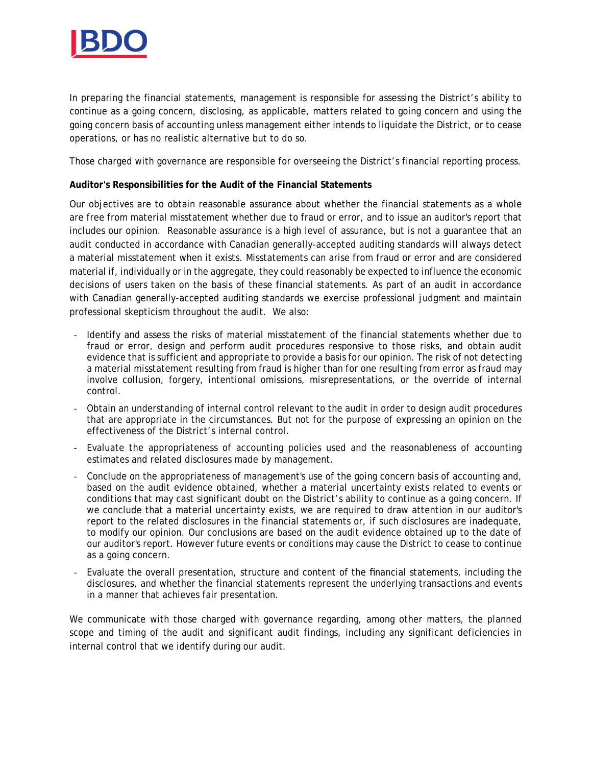In preparing the financial statements, management is responsible for assessing the District's ability to continue as a going concern, disclosing, as applicable, matters related to going concern and using the going concern basis of accounting unless management either intends to liquidate the District, or to cease operations, or has no realistic alternative but to do so.

Those charged with governance are responsible for overseeing the District's financial reporting process.

**Auditor's Responsibilities for the Audit of the Financial Statements**

Our objectives are to obtain reasonable assurance about whether the financial statements as a whole are free from material misstatement whether due to fraud or error, and to issue an auditor's report that includes our opinion. Reasonable assurance is a high level of assurance, but is not a guarantee that an audit conducted in accordance with Canadian generally-accepted auditing standards will always detect a material misstatement when it exists. Misstatements can arise from fraud or error and are considered material if, individually or in the aggregate, they could reasonably be expected to influence the economic decisions of users taken on the basis of these financial statements. As part of an audit in accordance with Canadian generally-accepted auditing standards we exercise professional judgment and maintain professional skepticism throughout the audit. We also:

- Identify and assess the risks of material misstatement of the financial statements whether due to fraud or error, design and perform audit procedures responsive to those risks, and obtain audit evidence that is sufficient and appropriate to provide a basis for our opinion. The risk of not detecting a material misstatement resulting from fraud is higher than for one resulting from error as fraud may involve collusion, forgery, intentional omissions, misrepresentations, or the override of internal control.
- Obtain an understanding of internal control relevant to the audit in order to design audit procedures that are appropriate in the circumstances. But not for the purpose of expressing an opinion on the effectiveness of the District's internal control.
- Evaluate the appropriateness of accounting policies used and the reasonableness of accounting estimates and related disclosures made by management.
- Conclude on the appropriateness of management's use of the going concern basis of accounting and, based on the audit evidence obtained, whether a material uncertainty exists related to events or conditions that may cast significant doubt on the District's ability to continue as a going concern. If we conclude that a material uncertainty exists, we are required to draw attention in our auditor's report to the related disclosures in the financial statements or, if such disclosures are inadequate, to modify our opinion. Our conclusions are based on the audit evidence obtained up to the date of our auditor's report. However future events or conditions may cause the District to cease to continue as a going concern.
- Evaluate the overall presentation, structure and content of the financial statements, including the disclosures, and whether the financial statements represent the underlying transactions and events in a manner that achieves fair presentation.

We communicate with those charged with governance regarding, among other matters, the planned scope and timing of the audit and significant audit findings, including any significant deficiencies in internal control that we identify during our audit.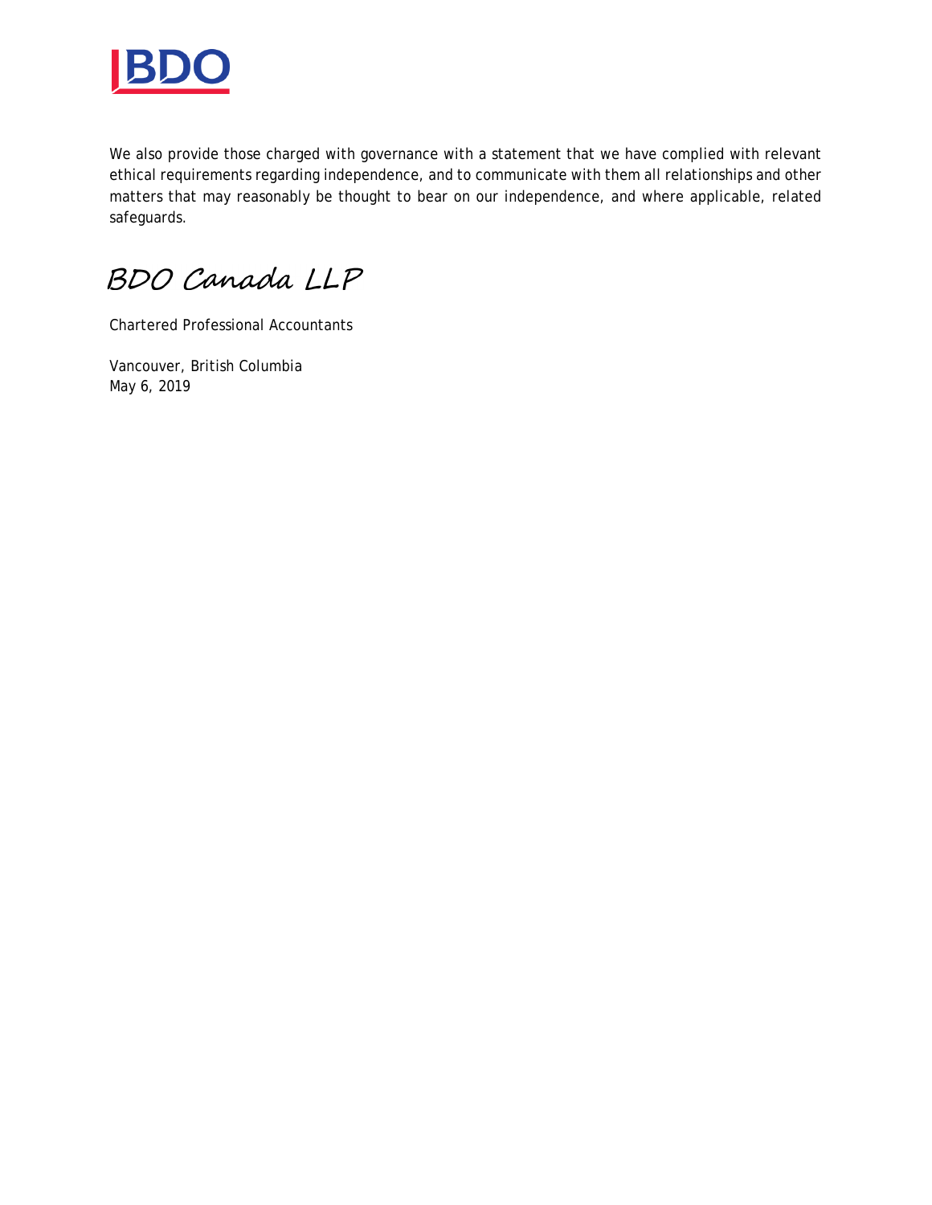We also provide those charged with governance with a statement that we have complied with relevant ethical requirements regarding independence, and to communicate with them all relationships and other matters that may reasonably be thought to bear on our independence, and where applicable, related safeguards.

BDO Canada LLP

Chartered Professional Accountants

Vancouver, British Columbia
May 6, 2019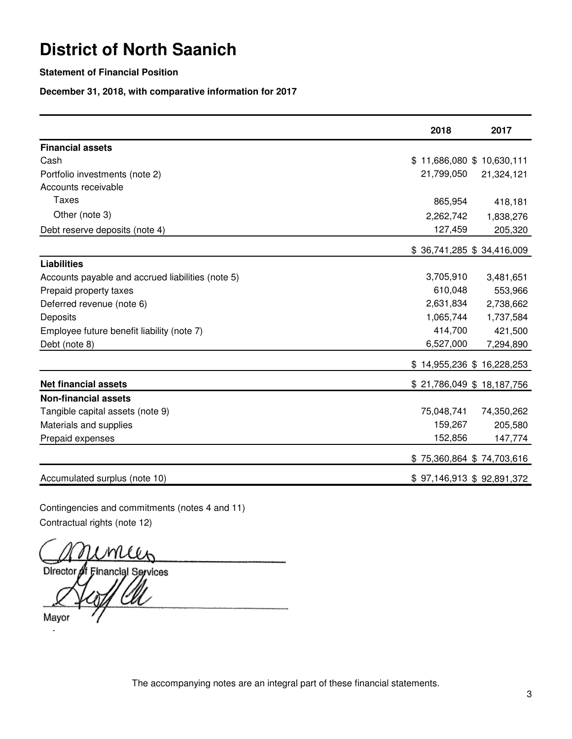# District of North Saanich

**Statement of Financial Position**

**December 31, 2018, with comparative information for 2017**

| | 2018 | 2017 |
|---|---|---|
| **Financial assets** | | |
| Cash | $ 11,686,080 | $ 10,630,111 |
| Portfolio investments (note 2) | 21,799,050 | 21,324,121 |
| Accounts receivable | | |
| Taxes | 865,954 | 418,181 |
| Other (note 3) | 2,262,742 | 1,838,276 |
| Debt reserve deposits (note 4) | 127,459 | 205,320 |
| | $ 36,741,285 | $ 34,416,009 |
| **Liabilities** | | |
| Accounts payable and accrued liabilities (note 5) | 3,705,910 | 3,481,651 |
| Prepaid property taxes | 610,048 | 553,966 |
| Deferred revenue (note 6) | 2,631,834 | 2,738,662 |
| Deposits | 1,065,744 | 1,737,584 |
| Employee future benefit liability (note 7) | 414,700 | 421,500 |
| Debt (note 8) | 6,527,000 | 7,294,890 |
| | $ 14,955,236 | $ 16,228,253 |
| **Net financial assets** | $ 21,786,049 | $ 18,187,756 |
| **Non-financial assets** | | |
| Tangible capital assets (note 9) | 75,048,741 | 74,350,262 |
| Materials and supplies | 159,267 | 205,580 |
| Prepaid expenses | 152,856 | 147,774 |
| | $ 75,360,864 | $ 74,703,616 |
| Accumulated surplus (note 10) | $ 97,146,913 | $ 92,891,372 |

Contingencies and commitments (notes 4 and 11)

Contractual rights (note 12)

Director of Financial Services

Mayor

The accompanying notes are an integral part of these financial statements.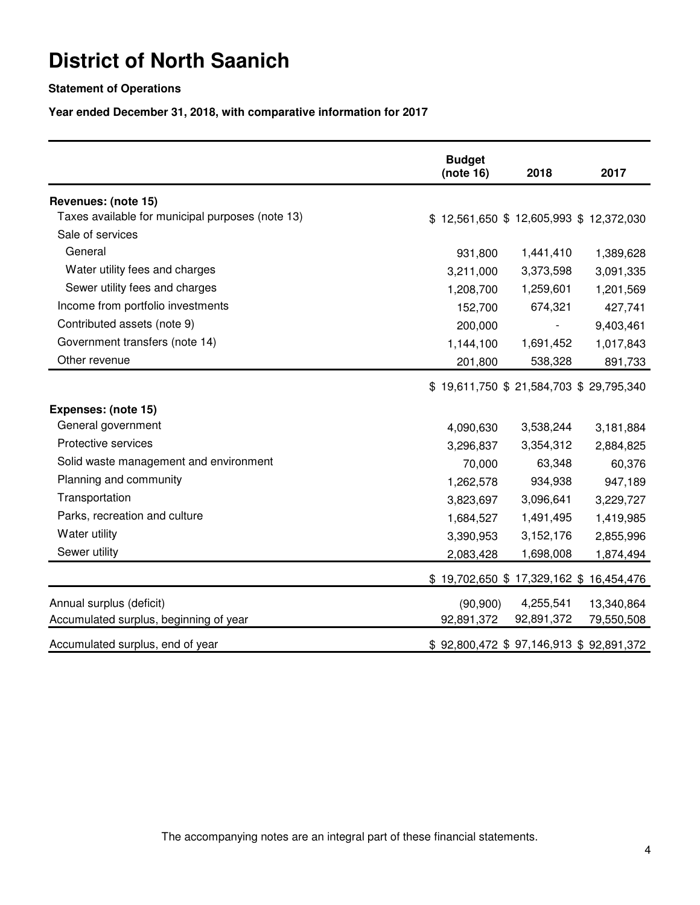# District of North Saanich

**Statement of Operations**

**Year ended December 31, 2018, with comparative information for 2017**

| | Budget (note 16) | 2018 | 2017 |
|---|---|---|---|
| **Revenues: (note 15)** | | | |
| Taxes available for municipal purposes (note 13) | $ 12,561,650 | $ 12,605,993 | $ 12,372,030 |
| Sale of services | | | |
| General | 931,800 | 1,441,410 | 1,389,628 |
| Water utility fees and charges | 3,211,000 | 3,373,598 | 3,091,335 |
| Sewer utility fees and charges | 1,208,700 | 1,259,601 | 1,201,569 |
| Income from portfolio investments | 152,700 | 674,321 | 427,741 |
| Contributed assets (note 9) | 200,000 | - | 9,403,461 |
| Government transfers (note 14) | 1,144,100 | 1,691,452 | 1,017,843 |
| Other revenue | 201,800 | 538,328 | 891,733 |
| | $ 19,611,750 | $ 21,584,703 | $ 29,795,340 |
| **Expenses: (note 15)** | | | |
| General government | 4,090,630 | 3,538,244 | 3,181,884 |
| Protective services | 3,296,837 | 3,354,312 | 2,884,825 |
| Solid waste management and environment | 70,000 | 63,348 | 60,376 |
| Planning and community | 1,262,578 | 934,938 | 947,189 |
| Transportation | 3,823,697 | 3,096,641 | 3,229,727 |
| Parks, recreation and culture | 1,684,527 | 1,491,495 | 1,419,985 |
| Water utility | 3,390,953 | 3,152,176 | 2,855,996 |
| Sewer utility | 2,083,428 | 1,698,008 | 1,874,494 |
| | $ 19,702,650 | $ 17,329,162 | $ 16,454,476 |
| Annual surplus (deficit) | (90,900) | 4,255,541 | 13,340,864 |
| Accumulated surplus, beginning of year | 92,891,372 | 92,891,372 | 79,550,508 |
| Accumulated surplus, end of year | $ 92,800,472 | $ 97,146,913 | $ 92,891,372 |

The accompanying notes are an integral part of these financial statements.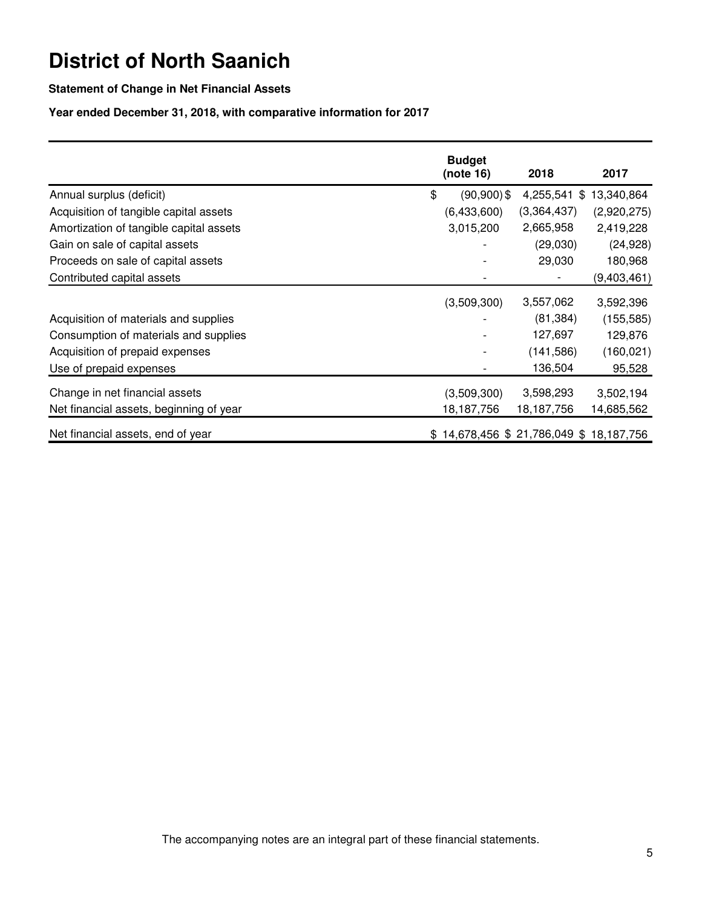# District of North Saanich

**Statement of Change in Net Financial Assets**

**Year ended December 31, 2018, with comparative information for 2017**

| | Budget (note 16) | 2018 | 2017 |
|---|---|---|---|
| Annual surplus (deficit) | $ (90,900) | $ 4,255,541 | $ 13,340,864 |
| Acquisition of tangible capital assets | (6,433,600) | (3,364,437) | (2,920,275) |
| Amortization of tangible capital assets | 3,015,200 | 2,665,958 | 2,419,228 |
| Gain on sale of capital assets | - | (29,030) | (24,928) |
| Proceeds on sale of capital assets | - | 29,030 | 180,968 |
| Contributed capital assets | - | - | (9,403,461) |
| | (3,509,300) | 3,557,062 | 3,592,396 |
| Acquisition of materials and supplies | - | (81,384) | (155,585) |
| Consumption of materials and supplies | - | 127,697 | 129,876 |
| Acquisition of prepaid expenses | - | (141,586) | (160,021) |
| Use of prepaid expenses | - | 136,504 | 95,528 |
| Change in net financial assets | (3,509,300) | 3,598,293 | 3,502,194 |
| Net financial assets, beginning of year | 18,187,756 | 18,187,756 | 14,685,562 |
| Net financial assets, end of year | $ 14,678,456 | $ 21,786,049 | $ 18,187,756 |

The accompanying notes are an integral part of these financial statements.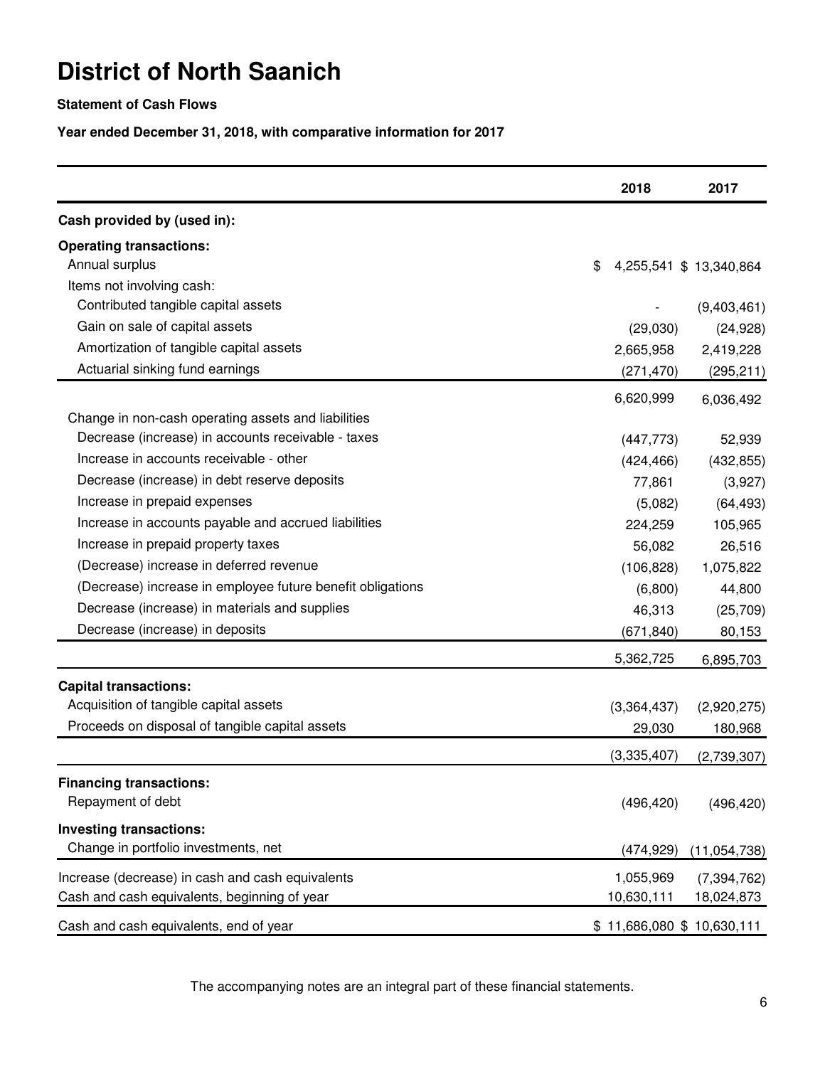# District of North Saanich

**Statement of Cash Flows**

**Year ended December 31, 2018, with comparative information for 2017**

| | 2018 | 2017 |
|---|---|---|
| **Cash provided by (used in):** | | |
| **Operating transactions:** | | |
| Annual surplus | $ 4,255,541 | $ 13,340,864 |
| Items not involving cash: | | |
| Contributed tangible capital assets | - | (9,403,461) |
| Gain on sale of capital assets | (29,030) | (24,928) |
| Amortization of tangible capital assets | 2,665,958 | 2,419,228 |
| Actuarial sinking fund earnings | (271,470) | (295,211) |
| | 6,620,999 | 6,036,492 |
| Change in non-cash operating assets and liabilities | | |
| Decrease (increase) in accounts receivable - taxes | (447,773) | 52,939 |
| Increase in accounts receivable - other | (424,466) | (432,855) |
| Decrease (increase) in debt reserve deposits | 77,861 | (3,927) |
| Increase in prepaid expenses | (5,082) | (64,493) |
| Increase in accounts payable and accrued liabilities | 224,259 | 105,965 |
| Increase in prepaid property taxes | 56,082 | 26,516 |
| (Decrease) increase in deferred revenue | (106,828) | 1,075,822 |
| (Decrease) increase in employee future benefit obligations | (6,800) | 44,800 |
| Decrease (increase) in materials and supplies | 46,313 | (25,709) |
| Decrease (increase) in deposits | (671,840) | 80,153 |
| | 5,362,725 | 6,895,703 |
| **Capital transactions:** | | |
| Acquisition of tangible capital assets | (3,364,437) | (2,920,275) |
| Proceeds on disposal of tangible capital assets | 29,030 | 180,968 |
| | (3,335,407) | (2,739,307) |
| **Financing transactions:** | | |
| Repayment of debt | (496,420) | (496,420) |
| **Investing transactions:** | | |
| Change in portfolio investments, net | (474,929) | (11,054,738) |
| Increase (decrease) in cash and cash equivalents | 1,055,969 | (7,394,762) |
| Cash and cash equivalents, beginning of year | 10,630,111 | 18,024,873 |
| Cash and cash equivalents, end of year | $ 11,686,080 | $ 10,630,111 |

The accompanying notes are an integral part of these financial statements.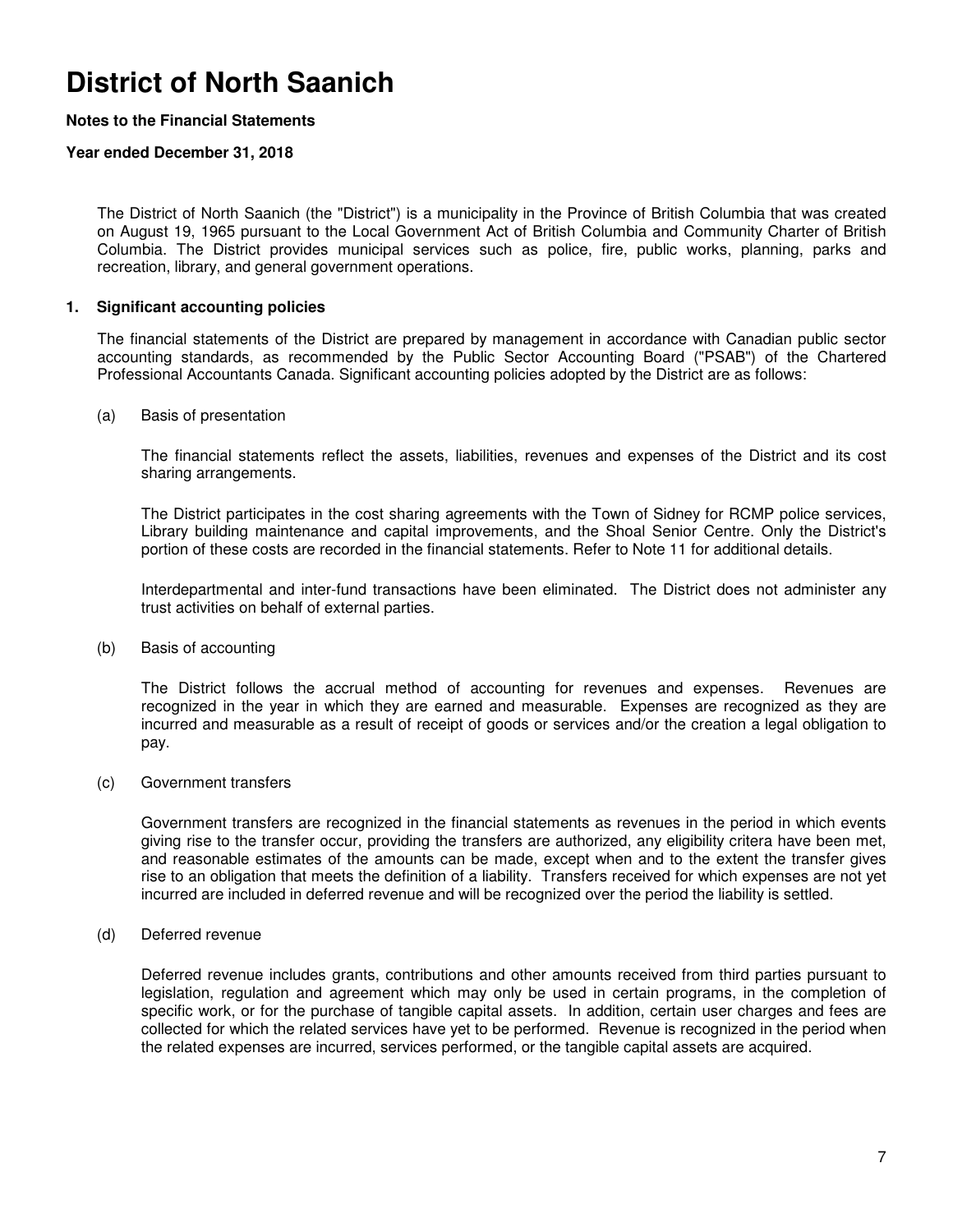# District of North Saanich

**Notes to the Financial Statements**

**Year ended December 31, 2018**

The District of North Saanich (the "District") is a municipality in the Province of British Columbia that was created on August 19, 1965 pursuant to the Local Government Act of British Columbia and Community Charter of British Columbia. The District provides municipal services such as police, fire, public works, planning, parks and recreation, library, and general government operations.

## 1. Significant accounting policies

The financial statements of the District are prepared by management in accordance with Canadian public sector accounting standards, as recommended by the Public Sector Accounting Board ("PSAB") of the Chartered Professional Accountants Canada. Significant accounting policies adopted by the District are as follows:

(a) Basis of presentation

The financial statements reflect the assets, liabilities, revenues and expenses of the District and its cost sharing arrangements.

The District participates in the cost sharing agreements with the Town of Sidney for RCMP police services, Library building maintenance and capital improvements, and the Shoal Senior Centre. Only the District's portion of these costs are recorded in the financial statements. Refer to Note 11 for additional details.

Interdepartmental and inter-fund transactions have been eliminated. The District does not administer any trust activities on behalf of external parties.

(b) Basis of accounting

The District follows the accrual method of accounting for revenues and expenses. Revenues are recognized in the year in which they are earned and measurable. Expenses are recognized as they are incurred and measurable as a result of receipt of goods or services and/or the creation a legal obligation to pay.

(c) Government transfers

Government transfers are recognized in the financial statements as revenues in the period in which events giving rise to the transfer occur, providing the transfers are authorized, any eligibility critera have been met, and reasonable estimates of the amounts can be made, except when and to the extent the transfer gives rise to an obligation that meets the definition of a liability. Transfers received for which expenses are not yet incurred are included in deferred revenue and will be recognized over the period the liability is settled.

(d) Deferred revenue

Deferred revenue includes grants, contributions and other amounts received from third parties pursuant to legislation, regulation and agreement which may only be used in certain programs, in the completion of specific work, or for the purchase of tangible capital assets. In addition, certain user charges and fees are collected for which the related services have yet to be performed. Revenue is recognized in the period when the related expenses are incurred, services performed, or the tangible capital assets are acquired.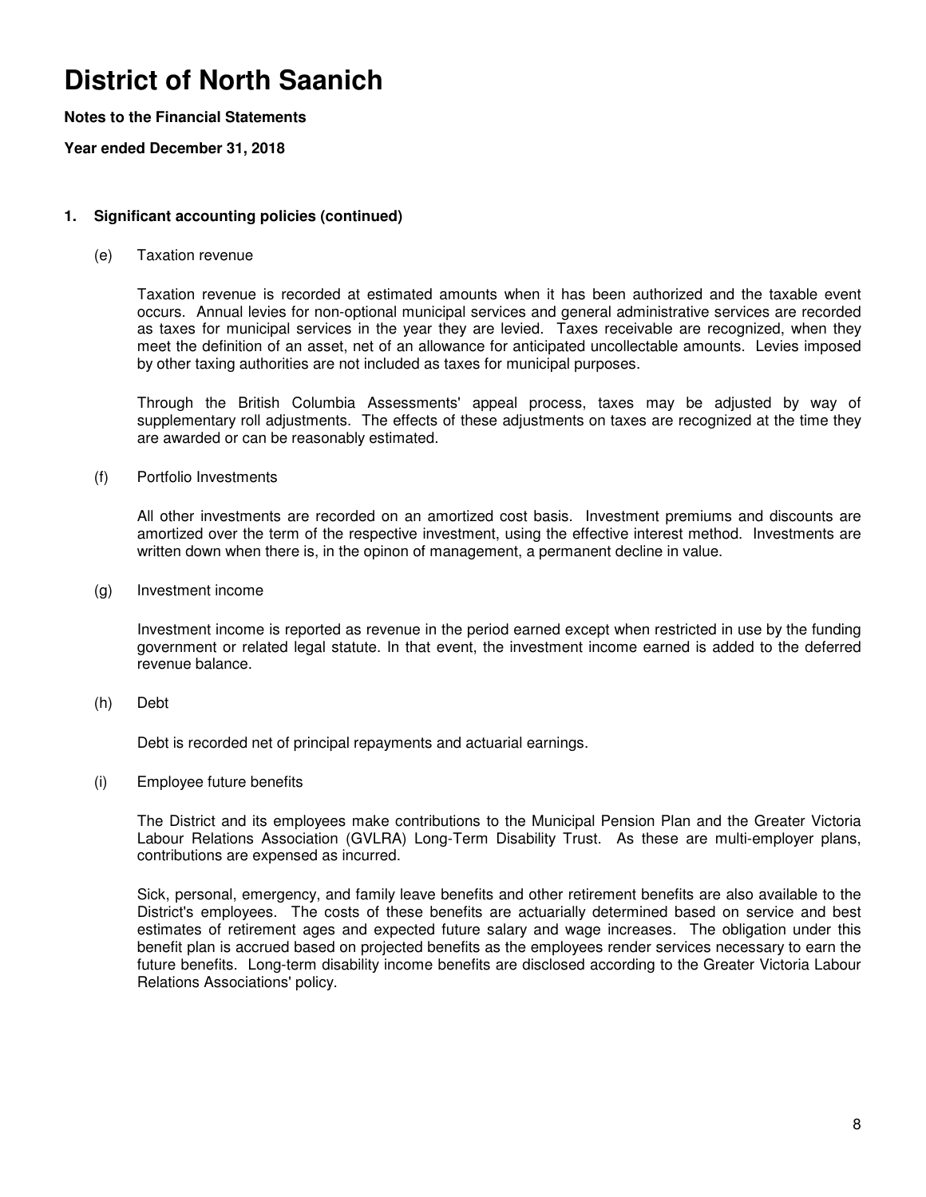# District of North Saanich

**Notes to the Financial Statements**

**Year ended December 31, 2018**

## 1. Significant accounting policies (continued)

(e) Taxation revenue

Taxation revenue is recorded at estimated amounts when it has been authorized and the taxable event occurs. Annual levies for non-optional municipal services and general administrative services are recorded as taxes for municipal services in the year they are levied. Taxes receivable are recognized, when they meet the definition of an asset, net of an allowance for anticipated uncollectable amounts. Levies imposed by other taxing authorities are not included as taxes for municipal purposes.

Through the British Columbia Assessments' appeal process, taxes may be adjusted by way of supplementary roll adjustments. The effects of these adjustments on taxes are recognized at the time they are awarded or can be reasonably estimated.

(f) Portfolio Investments

All other investments are recorded on an amortized cost basis. Investment premiums and discounts are amortized over the term of the respective investment, using the effective interest method. Investments are written down when there is, in the opinon of management, a permanent decline in value.

(g) Investment income

Investment income is reported as revenue in the period earned except when restricted in use by the funding government or related legal statute. In that event, the investment income earned is added to the deferred revenue balance.

(h) Debt

Debt is recorded net of principal repayments and actuarial earnings.

(i) Employee future benefits

The District and its employees make contributions to the Municipal Pension Plan and the Greater Victoria Labour Relations Association (GVLRA) Long-Term Disability Trust. As these are multi-employer plans, contributions are expensed as incurred.

Sick, personal, emergency, and family leave benefits and other retirement benefits are also available to the District's employees. The costs of these benefits are actuarially determined based on service and best estimates of retirement ages and expected future salary and wage increases. The obligation under this benefit plan is accrued based on projected benefits as the employees render services necessary to earn the future benefits. Long-term disability income benefits are disclosed according to the Greater Victoria Labour Relations Associations' policy.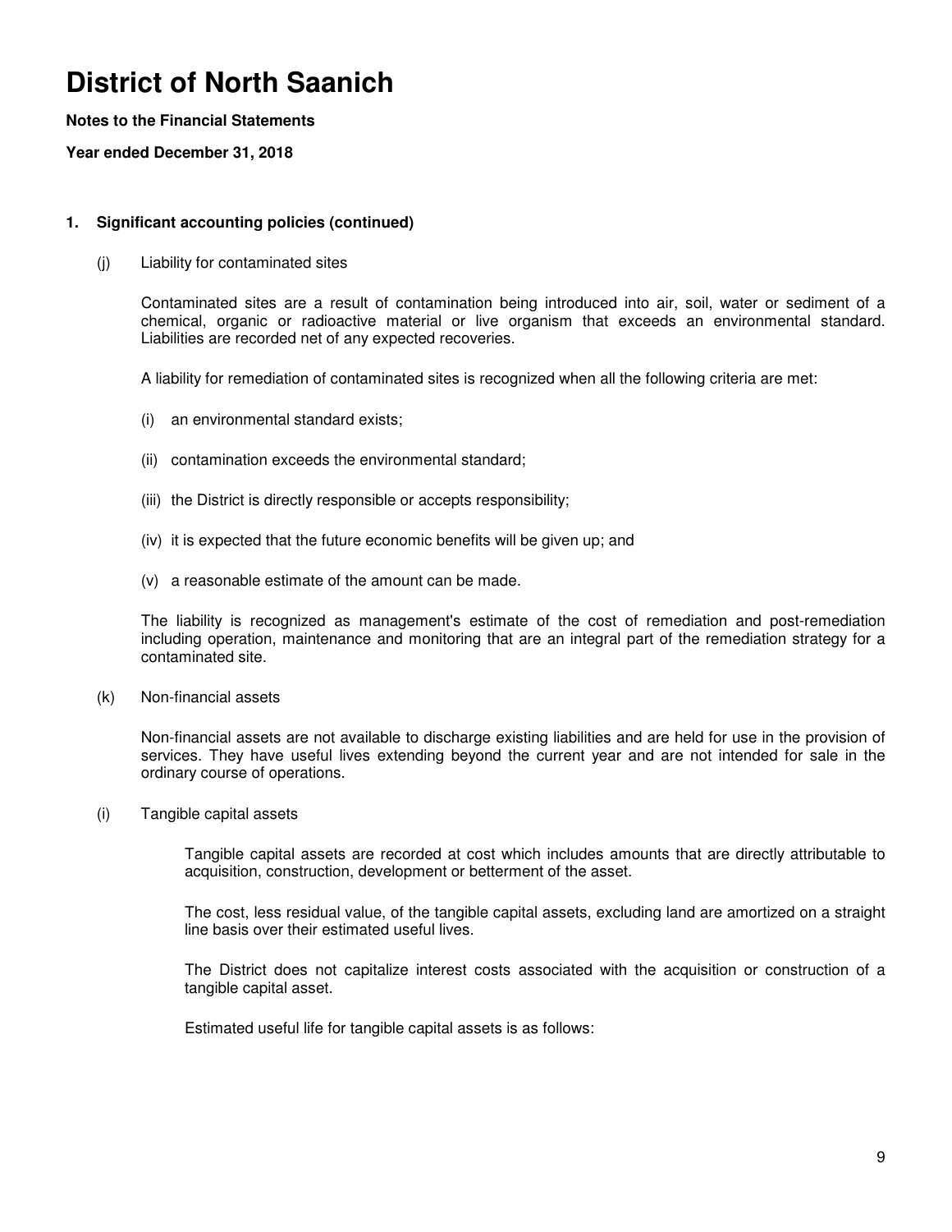# District of North Saanich

**Notes to the Financial Statements**

**Year ended December 31, 2018**

**1. Significant accounting policies (continued)**

(j) Liability for contaminated sites

Contaminated sites are a result of contamination being introduced into air, soil, water or sediment of a chemical, organic or radioactive material or live organism that exceeds an environmental standard. Liabilities are recorded net of any expected recoveries.

A liability for remediation of contaminated sites is recognized when all the following criteria are met:

(i) an environmental standard exists;

(ii) contamination exceeds the environmental standard;

(iii) the District is directly responsible or accepts responsibility;

(iv) it is expected that the future economic benefits will be given up; and

(v) a reasonable estimate of the amount can be made.

The liability is recognized as management's estimate of the cost of remediation and post-remediation including operation, maintenance and monitoring that are an integral part of the remediation strategy for a contaminated site.

(k) Non-financial assets

Non-financial assets are not available to discharge existing liabilities and are held for use in the provision of services. They have useful lives extending beyond the current year and are not intended for sale in the ordinary course of operations.

(i) Tangible capital assets

Tangible capital assets are recorded at cost which includes amounts that are directly attributable to acquisition, construction, development or betterment of the asset.

The cost, less residual value, of the tangible capital assets, excluding land are amortized on a straight line basis over their estimated useful lives.

The District does not capitalize interest costs associated with the acquisition or construction of a tangible capital asset.

Estimated useful life for tangible capital assets is as follows: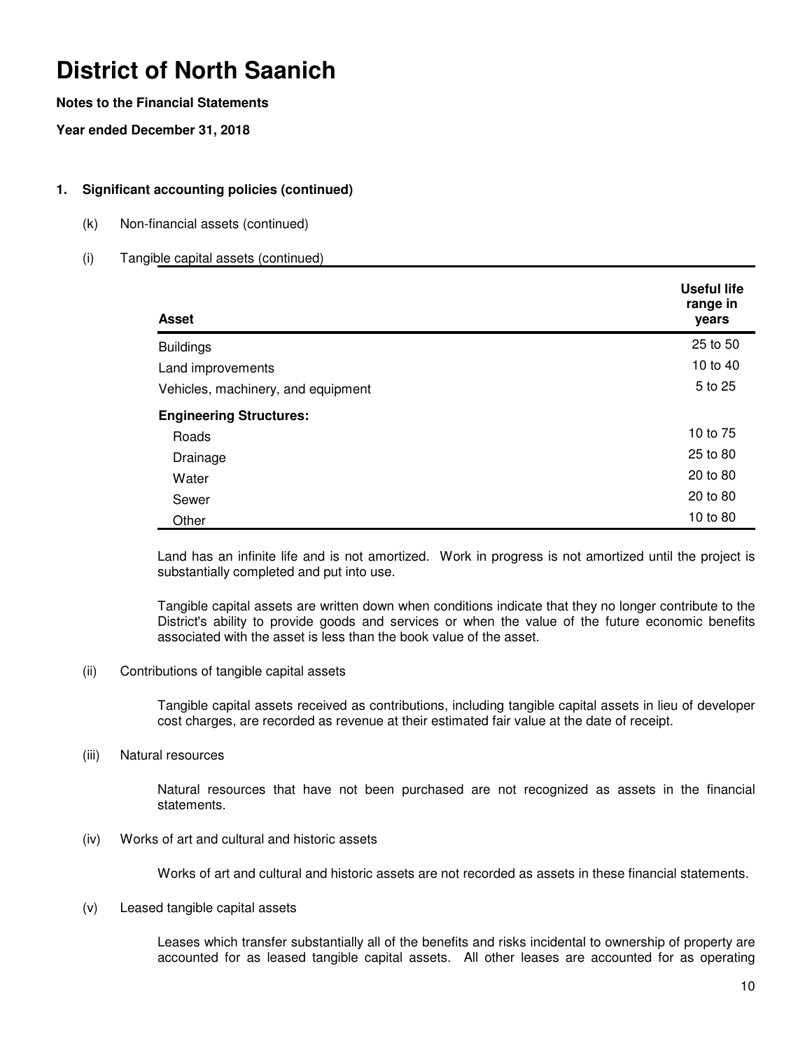# District of North Saanich

**Notes to the Financial Statements**

**Year ended December 31, 2018**

## 1. Significant accounting policies (continued)

(k) Non-financial assets (continued)

(i) Tangible capital assets (continued)

| Asset | Useful life range in years |
|---|---|
| Buildings | 25 to 50 |
| Land improvements | 10 to 40 |
| Vehicles, machinery, and equipment | 5 to 25 |
| **Engineering Structures:** | |
| Roads | 10 to 75 |
| Drainage | 25 to 80 |
| Water | 20 to 80 |
| Sewer | 20 to 80 |
| Other | 10 to 80 |

Land has an infinite life and is not amortized. Work in progress is not amortized until the project is substantially completed and put into use.

Tangible capital assets are written down when conditions indicate that they no longer contribute to the District's ability to provide goods and services or when the value of the future economic benefits associated with the asset is less than the book value of the asset.

(ii) Contributions of tangible capital assets

Tangible capital assets received as contributions, including tangible capital assets in lieu of developer cost charges, are recorded as revenue at their estimated fair value at the date of receipt.

(iii) Natural resources

Natural resources that have not been purchased are not recognized as assets in the financial statements.

(iv) Works of art and cultural and historic assets

Works of art and cultural and historic assets are not recorded as assets in these financial statements.

(v) Leased tangible capital assets

Leases which transfer substantially all of the benefits and risks incidental to ownership of property are accounted for as leased tangible capital assets. All other leases are accounted for as operating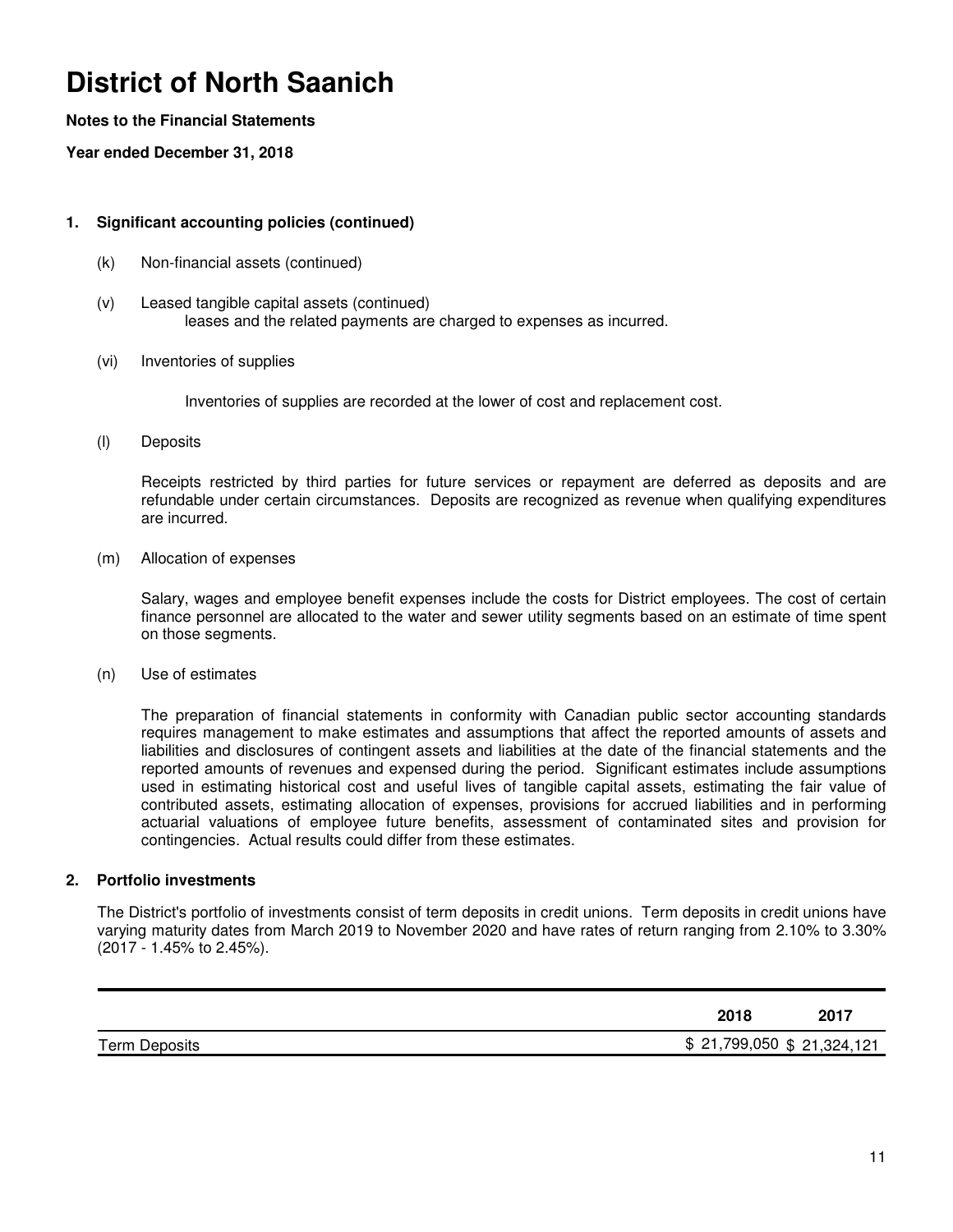# District of North Saanich

**Notes to the Financial Statements**

**Year ended December 31, 2018**

## 1. Significant accounting policies (continued)

(k) Non-financial assets (continued)

(v) Leased tangible capital assets (continued)

leases and the related payments are charged to expenses as incurred.

(vi) Inventories of supplies

Inventories of supplies are recorded at the lower of cost and replacement cost.

(l) Deposits

Receipts restricted by third parties for future services or repayment are deferred as deposits and are refundable under certain circumstances. Deposits are recognized as revenue when qualifying expenditures are incurred.

(m) Allocation of expenses

Salary, wages and employee benefit expenses include the costs for District employees. The cost of certain finance personnel are allocated to the water and sewer utility segments based on an estimate of time spent on those segments.

(n) Use of estimates

The preparation of financial statements in conformity with Canadian public sector accounting standards requires management to make estimates and assumptions that affect the reported amounts of assets and liabilities and disclosures of contingent assets and liabilities at the date of the financial statements and the reported amounts of revenues and expensed during the period. Significant estimates include assumptions used in estimating historical cost and useful lives of tangible capital assets, estimating the fair value of contributed assets, estimating allocation of expenses, provisions for accrued liabilities and in performing actuarial valuations of employee future benefits, assessment of contaminated sites and provision for contingencies. Actual results could differ from these estimates.

## 2. Portfolio investments

The District's portfolio of investments consist of term deposits in credit unions. Term deposits in credit unions have varying maturity dates from March 2019 to November 2020 and have rates of return ranging from 2.10% to 3.30% (2017 - 1.45% to 2.45%).

| | 2018 | 2017 |
|---|---|---|
| Term Deposits | $ 21,799,050 | $ 21,324,121 |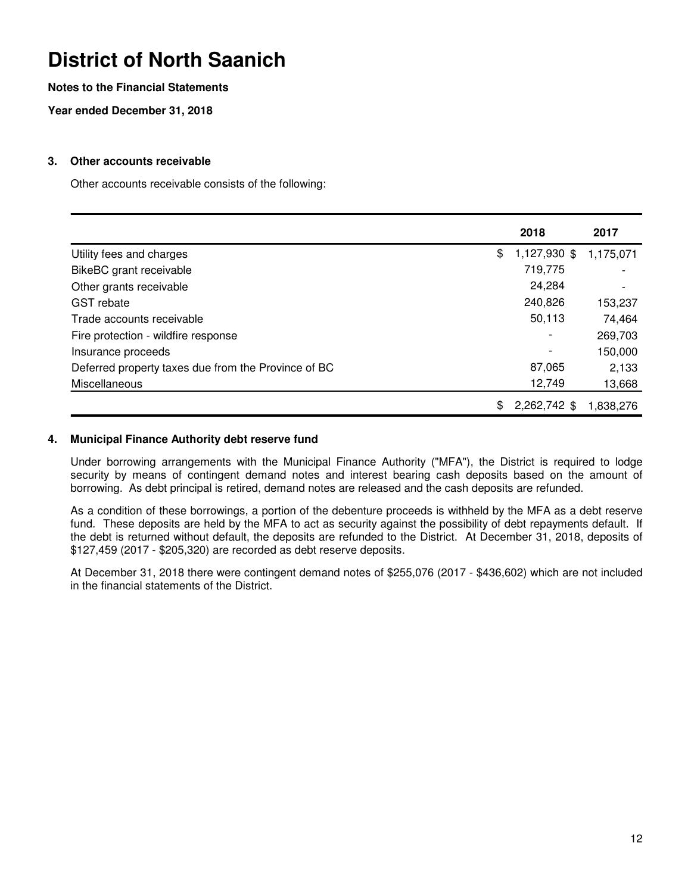# District of North Saanich

**Notes to the Financial Statements**

**Year ended December 31, 2018**

### 3. Other accounts receivable

Other accounts receivable consists of the following:

| | 2018 | 2017 |
|---|---|---|
| Utility fees and charges | $ 1,127,930 | $ 1,175,071 |
| BikeBC grant receivable | 719,775 | - |
| Other grants receivable | 24,284 | - |
| GST rebate | 240,826 | 153,237 |
| Trade accounts receivable | 50,113 | 74,464 |
| Fire protection - wildfire response | - | 269,703 |
| Insurance proceeds | - | 150,000 |
| Deferred property taxes due from the Province of BC | 87,065 | 2,133 |
| Miscellaneous | 12,749 | 13,668 |
| | $ 2,262,742 | $ 1,838,276 |

### 4. Municipal Finance Authority debt reserve fund

Under borrowing arrangements with the Municipal Finance Authority ("MFA"), the District is required to lodge security by means of contingent demand notes and interest bearing cash deposits based on the amount of borrowing. As debt principal is retired, demand notes are released and the cash deposits are refunded.

As a condition of these borrowings, a portion of the debenture proceeds is withheld by the MFA as a debt reserve fund. These deposits are held by the MFA to act as security against the possibility of debt repayments default. If the debt is returned without default, the deposits are refunded to the District. At December 31, 2018, deposits of $127,459 (2017 - $205,320) are recorded as debt reserve deposits.

At December 31, 2018 there were contingent demand notes of $255,076 (2017 - $436,602) which are not included in the financial statements of the District.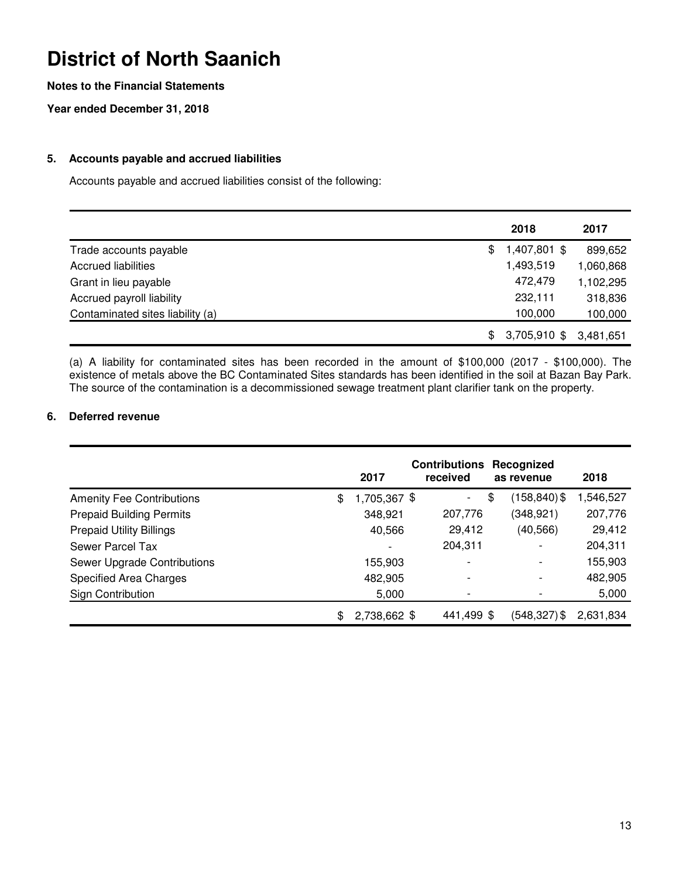# District of North Saanich

**Notes to the Financial Statements**

**Year ended December 31, 2018**

## 5. Accounts payable and accrued liabilities

Accounts payable and accrued liabilities consist of the following:

| | 2018 | 2017 |
|---|---|---|
| Trade accounts payable | $ 1,407,801 | $ 899,652 |
| Accrued liabilities | 1,493,519 | 1,060,868 |
| Grant in lieu payable | 472,479 | 1,102,295 |
| Accrued payroll liability | 232,111 | 318,836 |
| Contaminated sites liability (a) | 100,000 | 100,000 |
| | $ 3,705,910 | $ 3,481,651 |

(a) A liability for contaminated sites has been recorded in the amount of $100,000 (2017 - $100,000). The existence of metals above the BC Contaminated Sites standards has been identified in the soil at Bazan Bay Park. The source of the contamination is a decommissioned sewage treatment plant clarifier tank on the property.

## 6. Deferred revenue

| | 2017 | Contributions received | Recognized as revenue | 2018 |
|---|---|---|---|---|
| Amenity Fee Contributions | $ 1,705,367 | $ - | $ (158,840) | $ 1,546,527 |
| Prepaid Building Permits | 348,921 | 207,776 | (348,921) | 207,776 |
| Prepaid Utility Billings | 40,566 | 29,412 | (40,566) | 29,412 |
| Sewer Parcel Tax | - | 204,311 | - | 204,311 |
| Sewer Upgrade Contributions | 155,903 | - | - | 155,903 |
| Specified Area Charges | 482,905 | - | - | 482,905 |
| Sign Contribution | 5,000 | - | - | 5,000 |
| | $ 2,738,662 | $ 441,499 | $ (548,327) | $ 2,631,834 |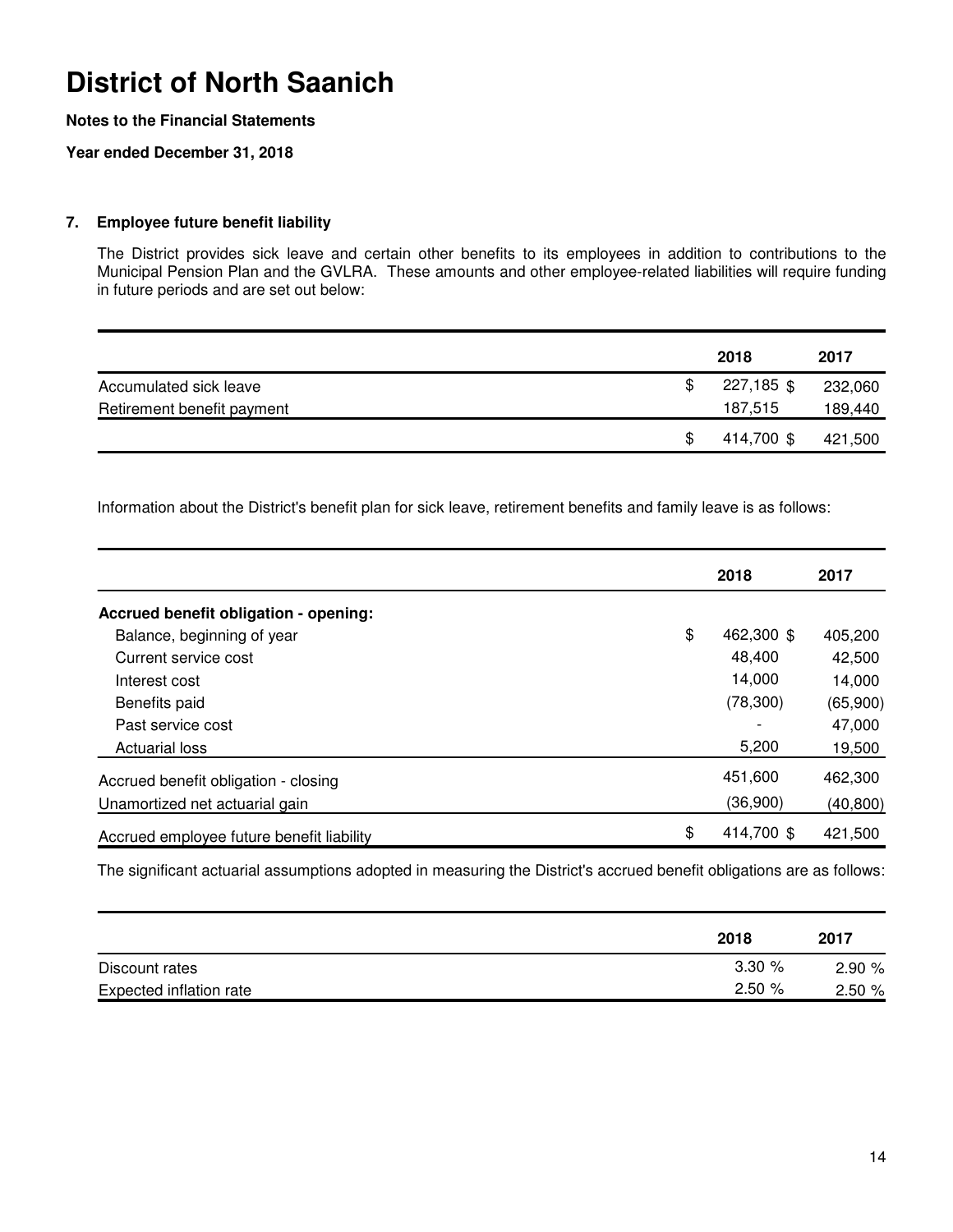# District of North Saanich

**Notes to the Financial Statements**

**Year ended December 31, 2018**

## 7. Employee future benefit liability

The District provides sick leave and certain other benefits to its employees in addition to contributions to the Municipal Pension Plan and the GVLRA. These amounts and other employee-related liabilities will require funding in future periods and are set out below:

| | 2018 | 2017 |
|---|---|---|
| Accumulated sick leave | $ 227,185 | $ 232,060 |
| Retirement benefit payment | 187,515 | 189,440 |
| | $ 414,700 | $ 421,500 |

Information about the District's benefit plan for sick leave, retirement benefits and family leave is as follows:

| | 2018 | 2017 |
|---|---|---|
| **Accrued benefit obligation - opening:** | | |
| Balance, beginning of year | $ 462,300 | $ 405,200 |
| Current service cost | 48,400 | 42,500 |
| Interest cost | 14,000 | 14,000 |
| Benefits paid | (78,300) | (65,900) |
| Past service cost | - | 47,000 |
| Actuarial loss | 5,200 | 19,500 |
| Accrued benefit obligation - closing | 451,600 | 462,300 |
| Unamortized net actuarial gain | (36,900) | (40,800) |
| Accrued employee future benefit liability | $ 414,700 | $ 421,500 |

The significant actuarial assumptions adopted in measuring the District's accrued benefit obligations are as follows:

| | 2018 | 2017 |
|---|---|---|
| Discount rates | 3.30 % | 2.90 % |
| Expected inflation rate | 2.50 % | 2.50 % |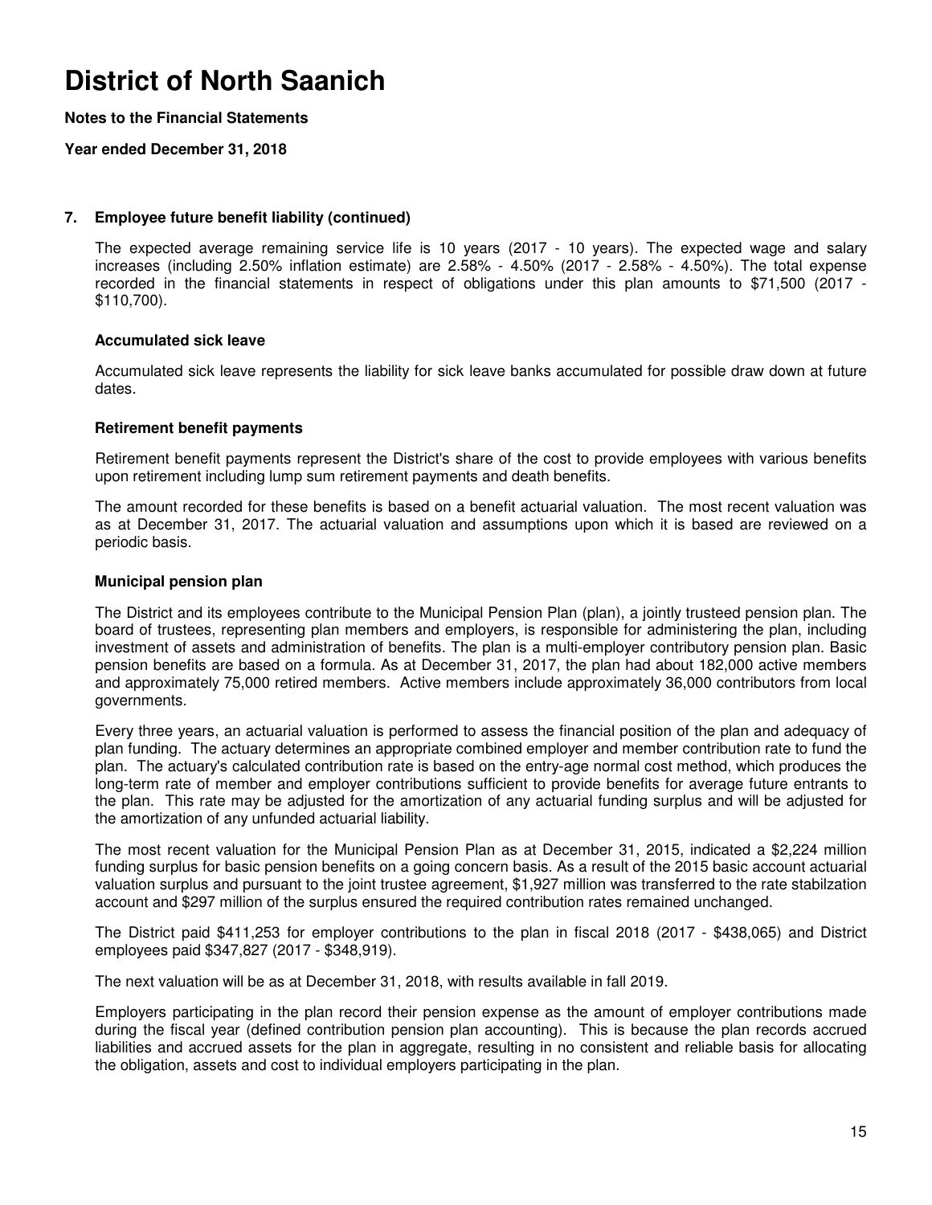# District of North Saanich

**Notes to the Financial Statements**

**Year ended December 31, 2018**

## 7. Employee future benefit liability (continued)

The expected average remaining service life is 10 years (2017 - 10 years). The expected wage and salary increases (including 2.50% inflation estimate) are 2.58% - 4.50% (2017 - 2.58% - 4.50%). The total expense recorded in the financial statements in respect of obligations under this plan amounts to $71,500 (2017 - $110,700).

### Accumulated sick leave

Accumulated sick leave represents the liability for sick leave banks accumulated for possible draw down at future dates.

### Retirement benefit payments

Retirement benefit payments represent the District's share of the cost to provide employees with various benefits upon retirement including lump sum retirement payments and death benefits.

The amount recorded for these benefits is based on a benefit actuarial valuation. The most recent valuation was as at December 31, 2017. The actuarial valuation and assumptions upon which it is based are reviewed on a periodic basis.

### Municipal pension plan

The District and its employees contribute to the Municipal Pension Plan (plan), a jointly trusteed pension plan. The board of trustees, representing plan members and employers, is responsible for administering the plan, including investment of assets and administration of benefits. The plan is a multi-employer contributory pension plan. Basic pension benefits are based on a formula. As at December 31, 2017, the plan had about 182,000 active members and approximately 75,000 retired members. Active members include approximately 36,000 contributors from local governments.

Every three years, an actuarial valuation is performed to assess the financial position of the plan and adequacy of plan funding. The actuary determines an appropriate combined employer and member contribution rate to fund the plan. The actuary's calculated contribution rate is based on the entry-age normal cost method, which produces the long-term rate of member and employer contributions sufficient to provide benefits for average future entrants to the plan. This rate may be adjusted for the amortization of any actuarial funding surplus and will be adjusted for the amortization of any unfunded actuarial liability.

The most recent valuation for the Municipal Pension Plan as at December 31, 2015, indicated a $2,224 million funding surplus for basic pension benefits on a going concern basis. As a result of the 2015 basic account actuarial valuation surplus and pursuant to the joint trustee agreement, $1,927 million was transferred to the rate stabilzation account and $297 million of the surplus ensured the required contribution rates remained unchanged.

The District paid $411,253 for employer contributions to the plan in fiscal 2018 (2017 - $438,065) and District employees paid $347,827 (2017 - $348,919).

The next valuation will be as at December 31, 2018, with results available in fall 2019.

Employers participating in the plan record their pension expense as the amount of employer contributions made during the fiscal year (defined contribution pension plan accounting). This is because the plan records accrued liabilities and accrued assets for the plan in aggregate, resulting in no consistent and reliable basis for allocating the obligation, assets and cost to individual employers participating in the plan.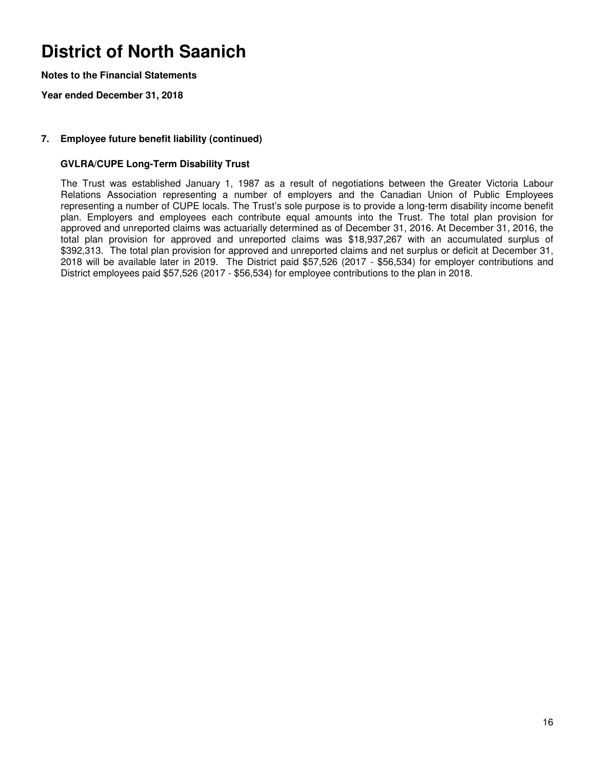# District of North Saanich

**Notes to the Financial Statements**

**Year ended December 31, 2018**

## 7. Employee future benefit liability (continued)

### GVLRA/CUPE Long-Term Disability Trust

The Trust was established January 1, 1987 as a result of negotiations between the Greater Victoria Labour Relations Association representing a number of employers and the Canadian Union of Public Employees representing a number of CUPE locals. The Trust's sole purpose is to provide a long-term disability income benefit plan. Employers and employees each contribute equal amounts into the Trust. The total plan provision for approved and unreported claims was actuarially determined as of December 31, 2016. At December 31, 2016, the total plan provision for approved and unreported claims was $18,937,267 with an accumulated surplus of $392,313. The total plan provision for approved and unreported claims and net surplus or deficit at December 31, 2018 will be available later in 2019. The District paid $57,526 (2017 - $56,534) for employer contributions and District employees paid $57,526 (2017 - $56,534) for employee contributions to the plan in 2018.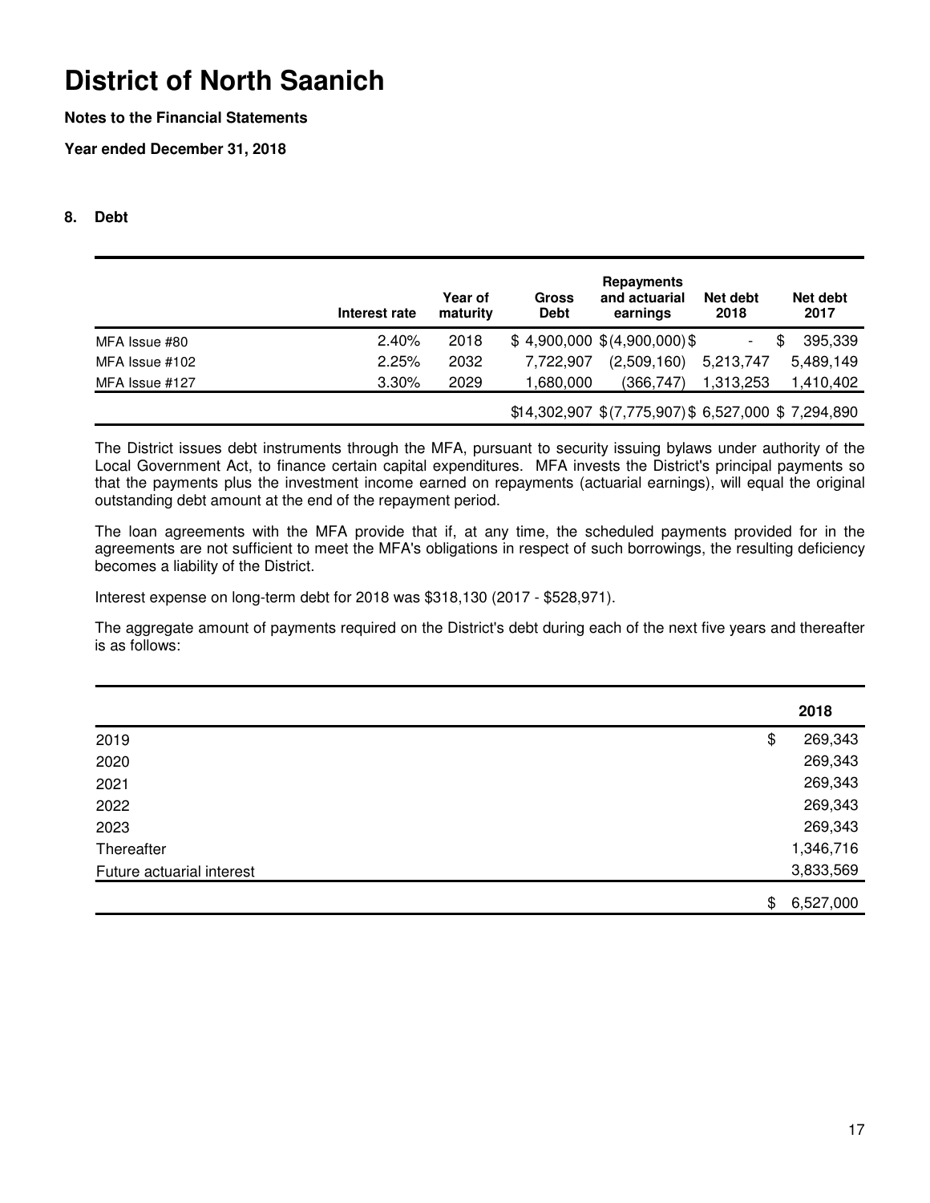# District of North Saanich

**Notes to the Financial Statements**

**Year ended December 31, 2018**

## 8. Debt

| | Interest rate | Year of maturity | Gross Debt | Repayments and actuarial earnings | Net debt 2018 | Net debt 2017 |
|---|---|---|---|---|---|---|
| MFA Issue #80 | 2.40% | 2018 | $ 4,900,000 | $ (4,900,000) | $ - | $ 395,339 |
| MFA Issue #102 | 2.25% | 2032 | 7,722,907 | (2,509,160) | 5,213,747 | 5,489,149 |
| MFA Issue #127 | 3.30% | 2029 | 1,680,000 | (366,747) | 1,313,253 | 1,410,402 |
| | | | $14,302,907 | $ (7,775,907) | $ 6,527,000 | $ 7,294,890 |

The District issues debt instruments through the MFA, pursuant to security issuing bylaws under authority of the Local Government Act, to finance certain capital expenditures. MFA invests the District's principal payments so that the payments plus the investment income earned on repayments (actuarial earnings), will equal the original outstanding debt amount at the end of the repayment period.

The loan agreements with the MFA provide that if, at any time, the scheduled payments provided for in the agreements are not sufficient to meet the MFA's obligations in respect of such borrowings, the resulting deficiency becomes a liability of the District.

Interest expense on long-term debt for 2018 was $318,130 (2017 - $528,971).

The aggregate amount of payments required on the District's debt during each of the next five years and thereafter is as follows:

| | 2018 |
|---|---|
| 2019 | $ 269,343 |
| 2020 | 269,343 |
| 2021 | 269,343 |
| 2022 | 269,343 |
| 2023 | 269,343 |
| Thereafter | 1,346,716 |
| Future actuarial interest | 3,833,569 |
| | $ 6,527,000 |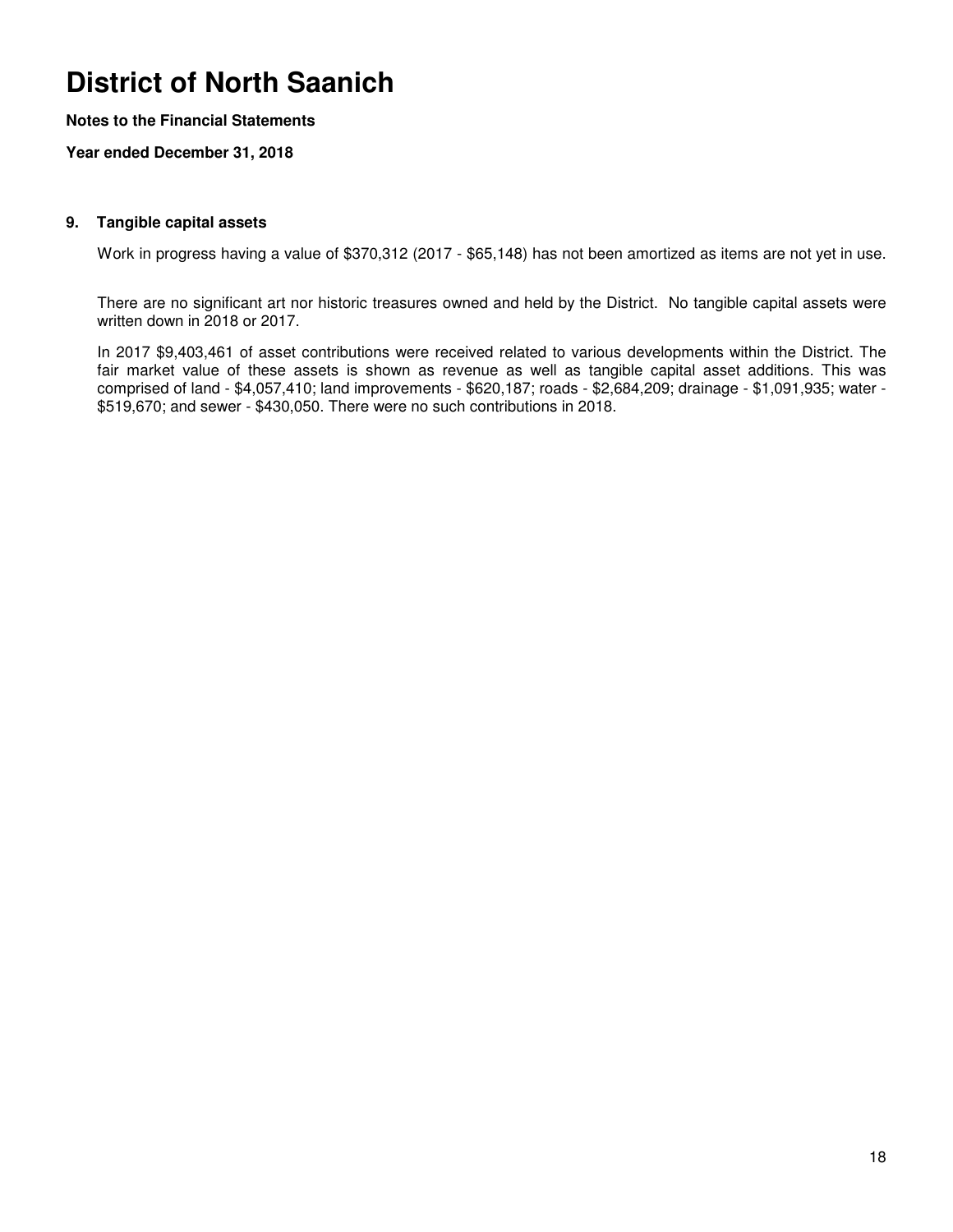# District of North Saanich

**Notes to the Financial Statements**

**Year ended December 31, 2018**

## 9. Tangible capital assets

Work in progress having a value of $370,312 (2017 - $65,148) has not been amortized as items are not yet in use.

There are no significant art nor historic treasures owned and held by the District. No tangible capital assets were written down in 2018 or 2017.

In 2017 $9,403,461 of asset contributions were received related to various developments within the District. The fair market value of these assets is shown as revenue as well as tangible capital asset additions. This was comprised of land - $4,057,410; land improvements - $620,187; roads - $2,684,209; drainage - $1,091,935; water - $519,670; and sewer - $430,050. There were no such contributions in 2018.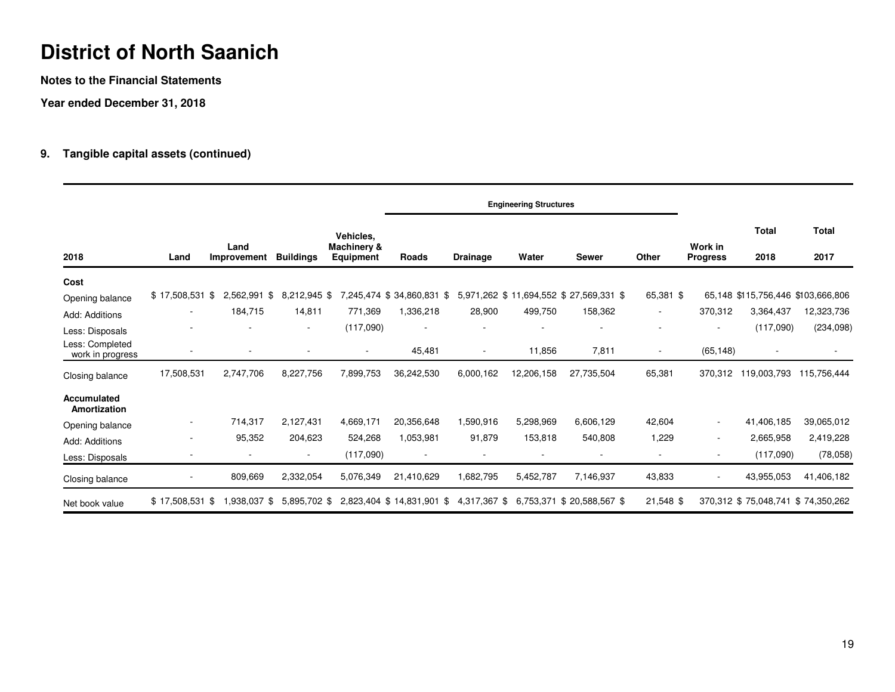# District of North Saanich

**Notes to the Financial Statements**

**Year ended December 31, 2018**

## 9. Tangible capital assets (continued)

| | | | | | Engineering Structures | | | | | | | |
|---|---|---|---|---|---|---|---|---|---|---|---|---|
| **2018** | **Land** | **Land Improvement** | **Buildings** | **Vehicles, Machinery & Equipment** | **Roads** | **Drainage** | **Water** | **Sewer** | **Other** | **Work in Progress** | **Total 2018** | **Total 2017** |
| **Cost** | | | | | | | | | | | | |
| Opening balance | $ 17,508,531 | $ 2,562,991 | $ 8,212,945 | $ 7,245,474 | $ 34,860,831 | $ 5,971,262 | $ 11,694,552 | $ 27,569,331 | $ 65,381 | $ 65,148 | $115,756,446 | $103,666,806 |
| Add: Additions | - | 184,715 | 14,811 | 771,369 | 1,336,218 | 28,900 | 499,750 | 158,362 | - | 370,312 | 3,364,437 | 12,323,736 |
| Less: Disposals | - | - | - | (117,090) | - | - | - | - | - | - | (117,090) | (234,098) |
| Less: Completed work in progress | - | - | - | - | 45,481 | - | 11,856 | 7,811 | - | (65,148) | - | - |
| Closing balance | 17,508,531 | 2,747,706 | 8,227,756 | 7,899,753 | 36,242,530 | 6,000,162 | 12,206,158 | 27,735,504 | 65,381 | 370,312 | 119,003,793 | 115,756,444 |
| **Accumulated Amortization** | | | | | | | | | | | | |
| Opening balance | - | 714,317 | 2,127,431 | 4,669,171 | 20,356,648 | 1,590,916 | 5,298,969 | 6,606,129 | 42,604 | - | 41,406,185 | 39,065,012 |
| Add: Additions | - | 95,352 | 204,623 | 524,268 | 1,053,981 | 91,879 | 153,818 | 540,808 | 1,229 | - | 2,665,958 | 2,419,228 |
| Less: Disposals | - | - | - | (117,090) | - | - | - | - | - | - | (117,090) | (78,058) |
| Closing balance | - | 809,669 | 2,332,054 | 5,076,349 | 21,410,629 | 1,682,795 | 5,452,787 | 7,146,937 | 43,833 | - | 43,955,053 | 41,406,182 |
| Net book value | $ 17,508,531 | $ 1,938,037 | $ 5,895,702 | $ 2,823,404 | $ 14,831,901 | $ 4,317,367 | $ 6,753,371 | $ 20,588,567 | $ 21,548 | $ 370,312 | $ 75,048,741 | $ 74,350,262 |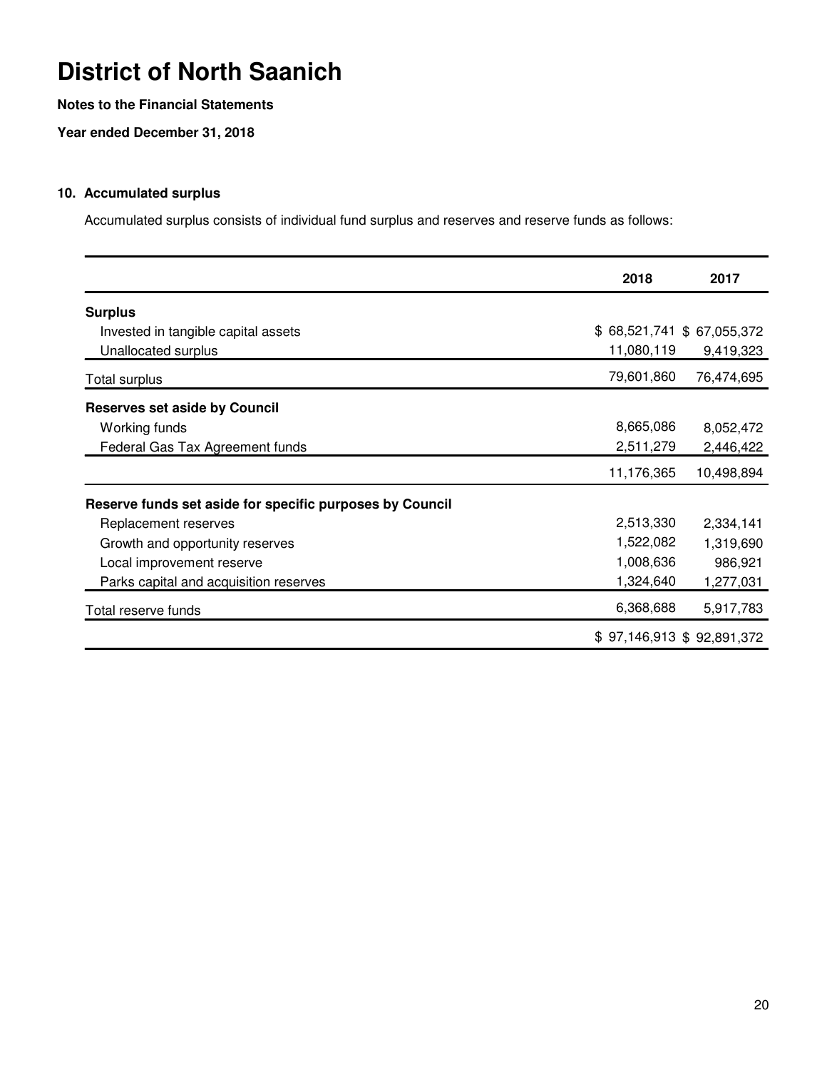# District of North Saanich

**Notes to the Financial Statements**

**Year ended December 31, 2018**

## 10. Accumulated surplus

Accumulated surplus consists of individual fund surplus and reserves and reserve funds as follows:

| | 2018 | 2017 |
|---|---|---|
| **Surplus** | | |
| Invested in tangible capital assets | $ 68,521,741 | $ 67,055,372 |
| Unallocated surplus | 11,080,119 | 9,419,323 |
| Total surplus | 79,601,860 | 76,474,695 |
| **Reserves set aside by Council** | | |
| Working funds | 8,665,086 | 8,052,472 |
| Federal Gas Tax Agreement funds | 2,511,279 | 2,446,422 |
| | 11,176,365 | 10,498,894 |
| **Reserve funds set aside for specific purposes by Council** | | |
| Replacement reserves | 2,513,330 | 2,334,141 |
| Growth and opportunity reserves | 1,522,082 | 1,319,690 |
| Local improvement reserve | 1,008,636 | 986,921 |
| Parks capital and acquisition reserves | 1,324,640 | 1,277,031 |
| Total reserve funds | 6,368,688 | 5,917,783 |
| | $ 97,146,913 | $ 92,891,372 |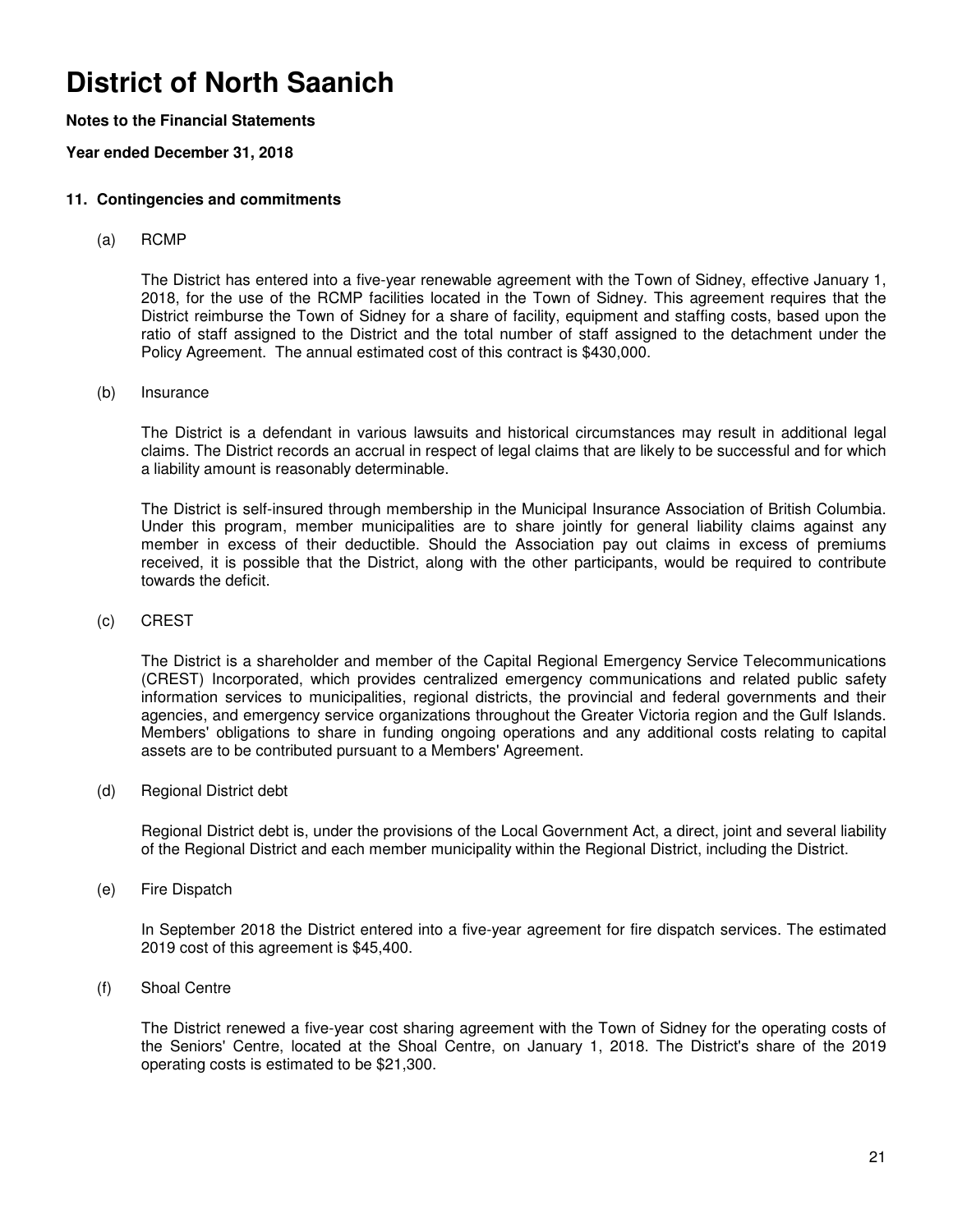# District of North Saanich

**Notes to the Financial Statements**

**Year ended December 31, 2018**

## 11. Contingencies and commitments

(a) RCMP

The District has entered into a five-year renewable agreement with the Town of Sidney, effective January 1, 2018, for the use of the RCMP facilities located in the Town of Sidney. This agreement requires that the District reimburse the Town of Sidney for a share of facility, equipment and staffing costs, based upon the ratio of staff assigned to the District and the total number of staff assigned to the detachment under the Policy Agreement. The annual estimated cost of this contract is $430,000.

(b) Insurance

The District is a defendant in various lawsuits and historical circumstances may result in additional legal claims. The District records an accrual in respect of legal claims that are likely to be successful and for which a liability amount is reasonably determinable.

The District is self-insured through membership in the Municipal Insurance Association of British Columbia. Under this program, member municipalities are to share jointly for general liability claims against any member in excess of their deductible. Should the Association pay out claims in excess of premiums received, it is possible that the District, along with the other participants, would be required to contribute towards the deficit.

(c) CREST

The District is a shareholder and member of the Capital Regional Emergency Service Telecommunications (CREST) Incorporated, which provides centralized emergency communications and related public safety information services to municipalities, regional districts, the provincial and federal governments and their agencies, and emergency service organizations throughout the Greater Victoria region and the Gulf Islands. Members' obligations to share in funding ongoing operations and any additional costs relating to capital assets are to be contributed pursuant to a Members' Agreement.

(d) Regional District debt

Regional District debt is, under the provisions of the Local Government Act, a direct, joint and several liability of the Regional District and each member municipality within the Regional District, including the District.

(e) Fire Dispatch

In September 2018 the District entered into a five-year agreement for fire dispatch services. The estimated 2019 cost of this agreement is $45,400.

(f) Shoal Centre

The District renewed a five-year cost sharing agreement with the Town of Sidney for the operating costs of the Seniors' Centre, located at the Shoal Centre, on January 1, 2018. The District's share of the 2019 operating costs is estimated to be $21,300.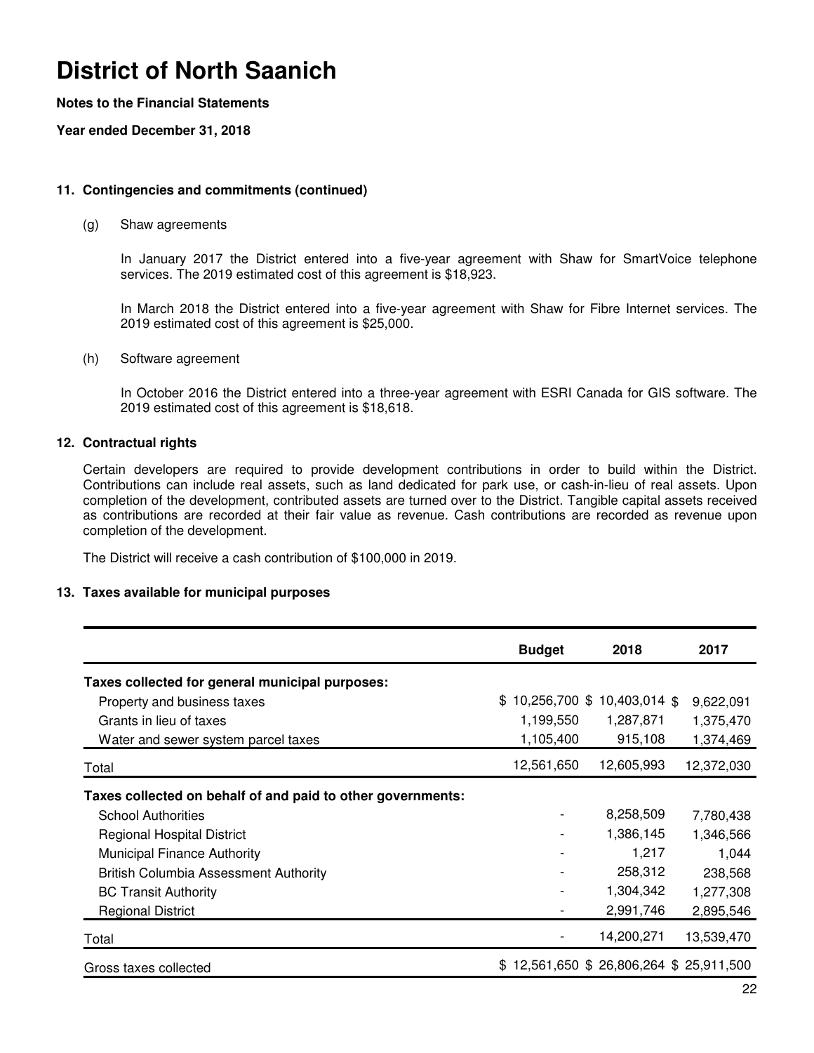# District of North Saanich

**Notes to the Financial Statements**

**Year ended December 31, 2018**

### 11. Contingencies and commitments (continued)

(g) Shaw agreements

In January 2017 the District entered into a five-year agreement with Shaw for SmartVoice telephone services. The 2019 estimated cost of this agreement is $18,923.

In March 2018 the District entered into a five-year agreement with Shaw for Fibre Internet services. The 2019 estimated cost of this agreement is $25,000.

(h) Software agreement

In October 2016 the District entered into a three-year agreement with ESRI Canada for GIS software. The 2019 estimated cost of this agreement is $18,618.

### 12. Contractual rights

Certain developers are required to provide development contributions in order to build within the District. Contributions can include real assets, such as land dedicated for park use, or cash-in-lieu of real assets. Upon completion of the development, contributed assets are turned over to the District. Tangible capital assets received as contributions are recorded at their fair value as revenue. Cash contributions are recorded as revenue upon completion of the development.

The District will receive a cash contribution of $100,000 in 2019.

### 13. Taxes available for municipal purposes

| | Budget | 2018 | 2017 |
|---|---|---|---|
| **Taxes collected for general municipal purposes:** | | | |
| Property and business taxes | $ 10,256,700 | $ 10,403,014 | $ 9,622,091 |
| Grants in lieu of taxes | 1,199,550 | 1,287,871 | 1,375,470 |
| Water and sewer system parcel taxes | 1,105,400 | 915,108 | 1,374,469 |
| Total | 12,561,650 | 12,605,993 | 12,372,030 |
| **Taxes collected on behalf of and paid to other governments:** | | | |
| School Authorities | - | 8,258,509 | 7,780,438 |
| Regional Hospital District | - | 1,386,145 | 1,346,566 |
| Municipal Finance Authority | - | 1,217 | 1,044 |
| British Columbia Assessment Authority | - | 258,312 | 238,568 |
| BC Transit Authority | - | 1,304,342 | 1,277,308 |
| Regional District | - | 2,991,746 | 2,895,546 |
| Total | - | 14,200,271 | 13,539,470 |
| Gross taxes collected | $ 12,561,650 | $ 26,806,264 | $ 25,911,500 |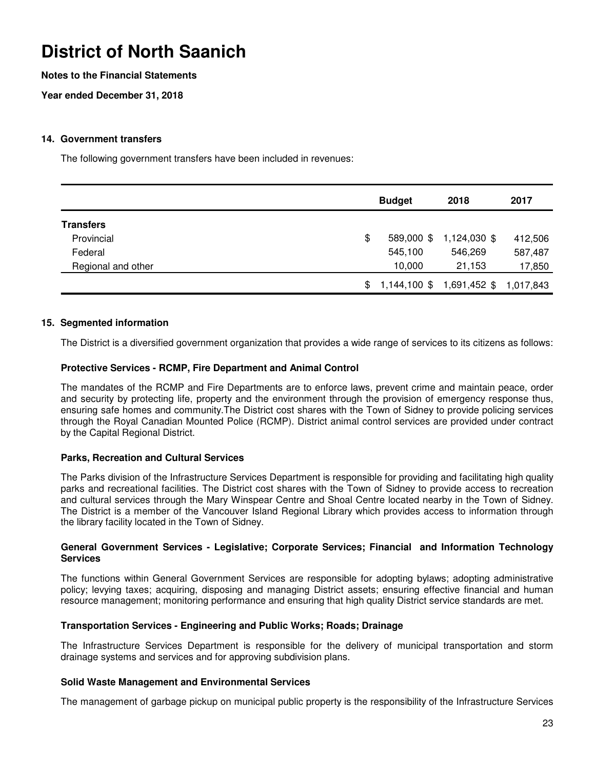# District of North Saanich

**Notes to the Financial Statements**

**Year ended December 31, 2018**

## 14. Government transfers

The following government transfers have been included in revenues:

| | Budget | 2018 | 2017 |
|---|---|---|---|
| **Transfers** | | | |
| Provincial | $ 589,000 | $ 1,124,030 | $ 412,506 |
| Federal | 545,100 | 546,269 | 587,487 |
| Regional and other | 10,000 | 21,153 | 17,850 |
| | $ 1,144,100 | $ 1,691,452 | $ 1,017,843 |

## 15. Segmented information

The District is a diversified government organization that provides a wide range of services to its citizens as follows:

### Protective Services - RCMP, Fire Department and Animal Control

The mandates of the RCMP and Fire Departments are to enforce laws, prevent crime and maintain peace, order and security by protecting life, property and the environment through the provision of emergency response thus, ensuring safe homes and community.The District cost shares with the Town of Sidney to provide policing services through the Royal Canadian Mounted Police (RCMP). District animal control services are provided under contract by the Capital Regional District.

### Parks, Recreation and Cultural Services

The Parks division of the Infrastructure Services Department is responsible for providing and facilitating high quality parks and recreational facilities. The District cost shares with the Town of Sidney to provide access to recreation and cultural services through the Mary Winspear Centre and Shoal Centre located nearby in the Town of Sidney. The District is a member of the Vancouver Island Regional Library which provides access to information through the library facility located in the Town of Sidney.

### General Government Services - Legislative; Corporate Services; Financial and Information Technology Services

The functions within General Government Services are responsible for adopting bylaws; adopting administrative policy; levying taxes; acquiring, disposing and managing District assets; ensuring effective financial and human resource management; monitoring performance and ensuring that high quality District service standards are met.

### Transportation Services - Engineering and Public Works; Roads; Drainage

The Infrastructure Services Department is responsible for the delivery of municipal transportation and storm drainage systems and services and for approving subdivision plans.

### Solid Waste Management and Environmental Services

The management of garbage pickup on municipal public property is the responsibility of the Infrastructure Services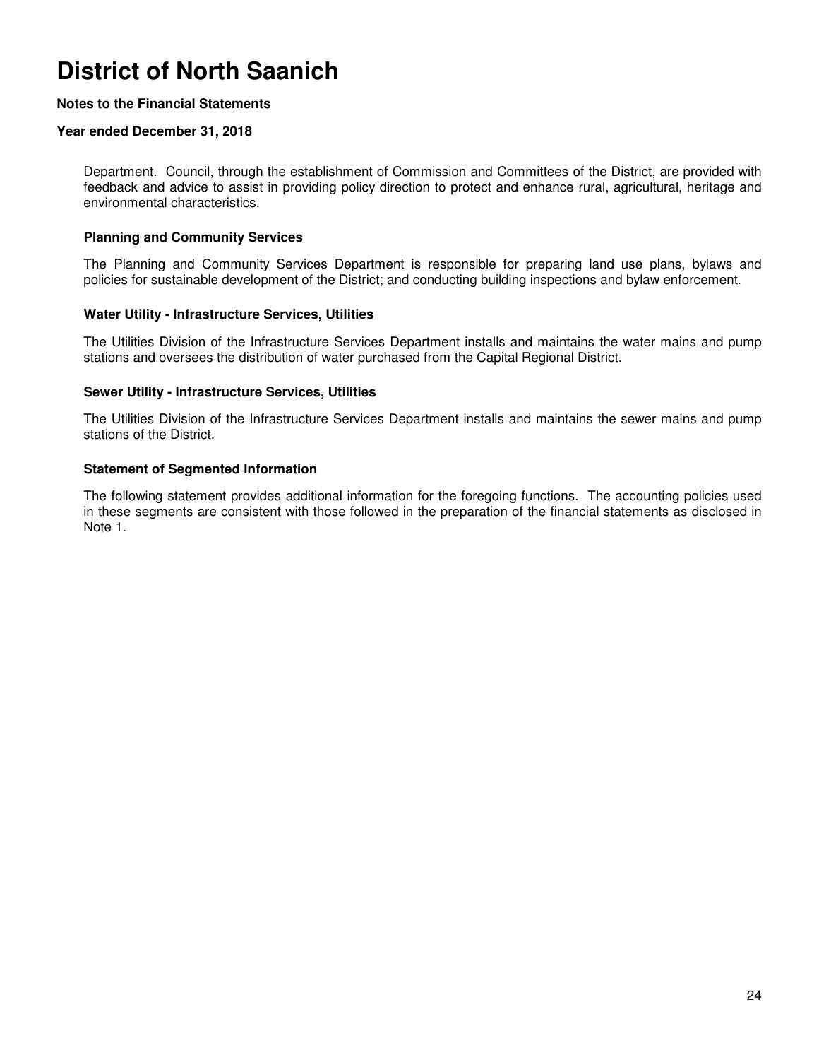# District of North Saanich

**Notes to the Financial Statements**

**Year ended December 31, 2018**

Department. Council, through the establishment of Commission and Committees of the District, are provided with feedback and advice to assist in providing policy direction to protect and enhance rural, agricultural, heritage and environmental characteristics.

### Planning and Community Services

The Planning and Community Services Department is responsible for preparing land use plans, bylaws and policies for sustainable development of the District; and conducting building inspections and bylaw enforcement.

### Water Utility - Infrastructure Services, Utilities

The Utilities Division of the Infrastructure Services Department installs and maintains the water mains and pump stations and oversees the distribution of water purchased from the Capital Regional District.

### Sewer Utility - Infrastructure Services, Utilities

The Utilities Division of the Infrastructure Services Department installs and maintains the sewer mains and pump stations of the District.

### Statement of Segmented Information

The following statement provides additional information for the foregoing functions. The accounting policies used in these segments are consistent with those followed in the preparation of the financial statements as disclosed in Note 1.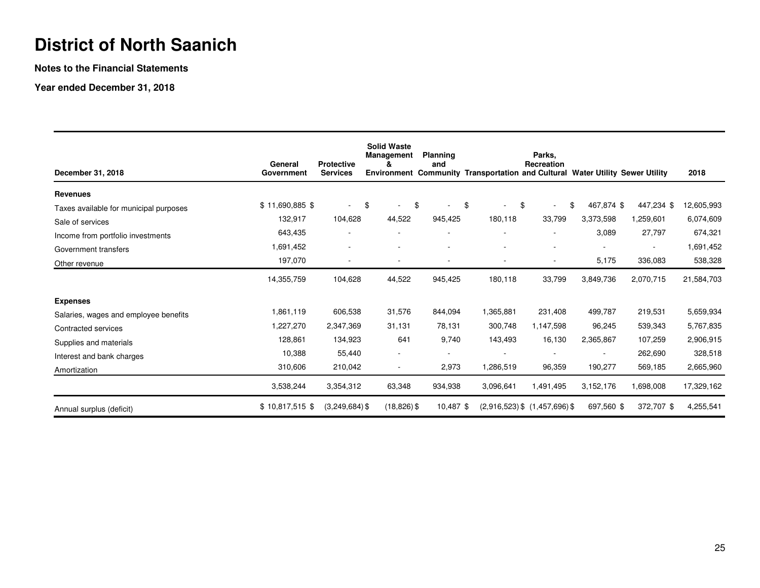# District of North Saanich

**Notes to the Financial Statements**

**Year ended December 31, 2018**

| December 31, 2018 | General Government | Protective Services | Solid Waste Management & Environment | Planning and Community | Transportation | Parks, Recreation and Cultural | Water Utility | Sewer Utility | 2018 |
|---|---|---|---|---|---|---|---|---|---|
| **Revenues** | | | | | | | | | |
| Taxes available for municipal purposes | $ 11,690,885 $ | - $ | - $ | - $ | - $ | - $ | 467,874 $ | 447,234 $ | 12,605,993 |
| Sale of services | 132,917 | 104,628 | 44,522 | 945,425 | 180,118 | 33,799 | 3,373,598 | 1,259,601 | 6,074,609 |
| Income from portfolio investments | 643,435 | - | - | - | - | - | 3,089 | 27,797 | 674,321 |
| Government transfers | 1,691,452 | - | - | - | - | - | - | - | 1,691,452 |
| Other revenue | 197,070 | - | - | - | - | - | 5,175 | 336,083 | 538,328 |
| | 14,355,759 | 104,628 | 44,522 | 945,425 | 180,118 | 33,799 | 3,849,736 | 2,070,715 | 21,584,703 |
| **Expenses** | | | | | | | | | |
| Salaries, wages and employee benefits | 1,861,119 | 606,538 | 31,576 | 844,094 | 1,365,881 | 231,408 | 499,787 | 219,531 | 5,659,934 |
| Contracted services | 1,227,270 | 2,347,369 | 31,131 | 78,131 | 300,748 | 1,147,598 | 96,245 | 539,343 | 5,767,835 |
| Supplies and materials | 128,861 | 134,923 | 641 | 9,740 | 143,493 | 16,130 | 2,365,867 | 107,259 | 2,906,915 |
| Interest and bank charges | 10,388 | 55,440 | - | - | - | - | - | 262,690 | 328,518 |
| Amortization | 310,606 | 210,042 | - | 2,973 | 1,286,519 | 96,359 | 190,277 | 569,185 | 2,665,960 |
| | 3,538,244 | 3,354,312 | 63,348 | 934,938 | 3,096,641 | 1,491,495 | 3,152,176 | 1,698,008 | 17,329,162 |
| Annual surplus (deficit) | $ 10,817,515 $ | (3,249,684) $ | (18,826) $ | 10,487 $ | (2,916,523) $ | (1,457,696) $ | 697,560 $ | 372,707 $ | 4,255,541 |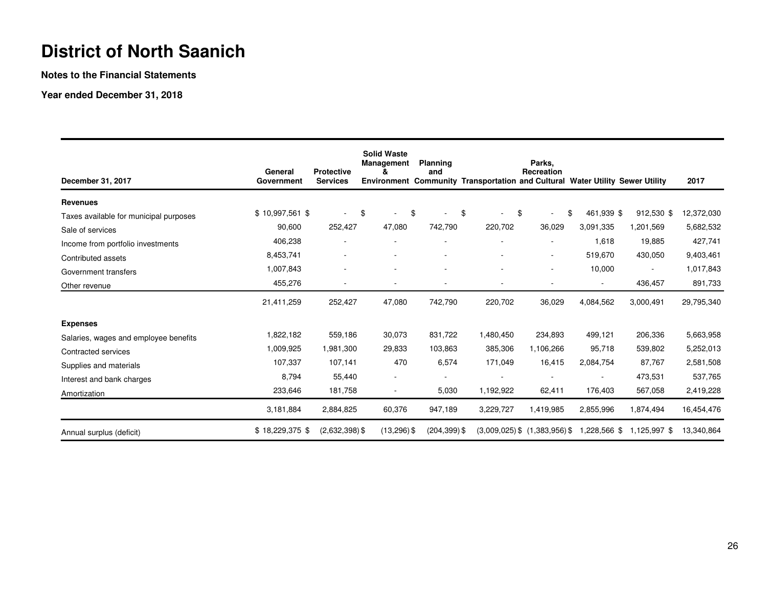# District of North Saanich

**Notes to the Financial Statements**

**Year ended December 31, 2018**

| December 31, 2017 | General Government | Protective Services | Solid Waste Management & Environment | Planning and Community | Transportation | Parks, Recreation and Cultural | Water Utility | Sewer Utility | 2017 |
|---|---|---|---|---|---|---|---|---|---|
| **Revenues** | | | | | | | | | |
| Taxes available for municipal purposes | $ 10,997,561 | $ - | $ - | $ - | $ - | $ - | $ 461,939 | $ 912,530 | $ 12,372,030 |
| Sale of services | 90,600 | 252,427 | 47,080 | 742,790 | 220,702 | 36,029 | 3,091,335 | 1,201,569 | 5,682,532 |
| Income from portfolio investments | 406,238 | - | - | - | - | - | 1,618 | 19,885 | 427,741 |
| Contributed assets | 8,453,741 | - | - | - | - | - | 519,670 | 430,050 | 9,403,461 |
| Government transfers | 1,007,843 | - | - | - | - | - | 10,000 | - | 1,017,843 |
| Other revenue | 455,276 | - | - | - | - | - | - | 436,457 | 891,733 |
| | 21,411,259 | 252,427 | 47,080 | 742,790 | 220,702 | 36,029 | 4,084,562 | 3,000,491 | 29,795,340 |
| **Expenses** | | | | | | | | | |
| Salaries, wages and employee benefits | 1,822,182 | 559,186 | 30,073 | 831,722 | 1,480,450 | 234,893 | 499,121 | 206,336 | 5,663,958 |
| Contracted services | 1,009,925 | 1,981,300 | 29,833 | 103,863 | 385,306 | 1,106,266 | 95,718 | 539,802 | 5,252,013 |
| Supplies and materials | 107,337 | 107,141 | 470 | 6,574 | 171,049 | 16,415 | 2,084,754 | 87,767 | 2,581,508 |
| Interest and bank charges | 8,794 | 55,440 | - | - | - | - | - | 473,531 | 537,765 |
| Amortization | 233,646 | 181,758 | - | 5,030 | 1,192,922 | 62,411 | 176,403 | 567,058 | 2,419,228 |
| | 3,181,884 | 2,884,825 | 60,376 | 947,189 | 3,229,727 | 1,419,985 | 2,855,996 | 1,874,494 | 16,454,476 |
| Annual surplus (deficit) | $ 18,229,375 | $ (2,632,398) | $ (13,296) | $ (204,399) | $ (3,009,025) | $ (1,383,956) | $ 1,228,566 | $ 1,125,997 | $ 13,340,864 |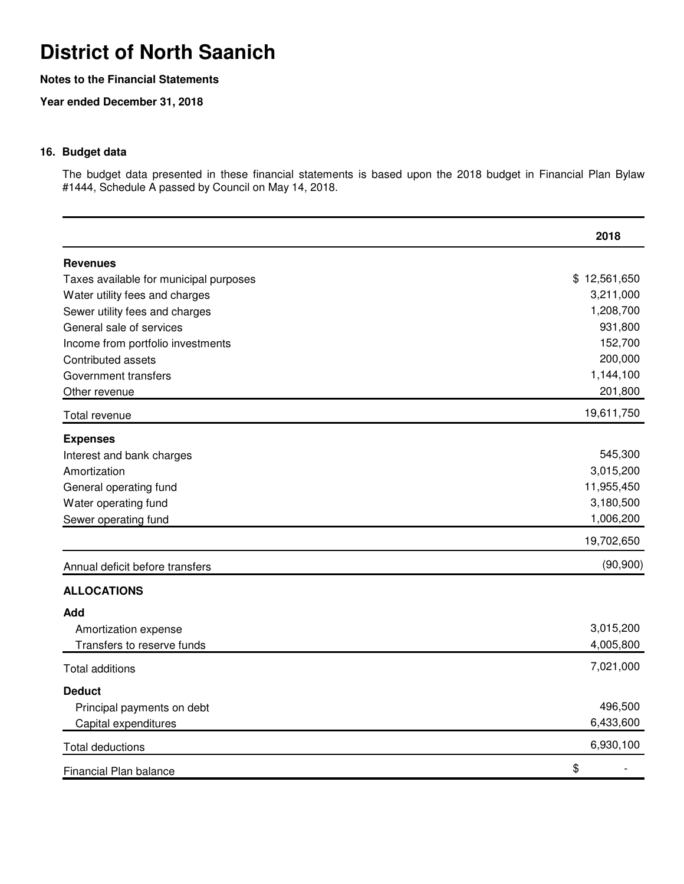# District of North Saanich

**Notes to the Financial Statements**

**Year ended December 31, 2018**

### 16. Budget data

The budget data presented in these financial statements is based upon the 2018 budget in Financial Plan Bylaw #1444, Schedule A passed by Council on May 14, 2018.

| | 2018 |
|---|---:|
| **Revenues** | |
| Taxes available for municipal purposes | $ 12,561,650 |
| Water utility fees and charges | 3,211,000 |
| Sewer utility fees and charges | 1,208,700 |
| General sale of services | 931,800 |
| Income from portfolio investments | 152,700 |
| Contributed assets | 200,000 |
| Government transfers | 1,144,100 |
| Other revenue | 201,800 |
| Total revenue | 19,611,750 |
| **Expenses** | |
| Interest and bank charges | 545,300 |
| Amortization | 3,015,200 |
| General operating fund | 11,955,450 |
| Water operating fund | 3,180,500 |
| Sewer operating fund | 1,006,200 |
| | 19,702,650 |
| Annual deficit before transfers | (90,900) |
| **ALLOCATIONS** | |
| **Add** | |
| Amortization expense | 3,015,200 |
| Transfers to reserve funds | 4,005,800 |
| Total additions | 7,021,000 |
| **Deduct** | |
| Principal payments on debt | 496,500 |
| Capital expenditures | 6,433,600 |
| Total deductions | 6,930,100 |
| Financial Plan balance | $ - |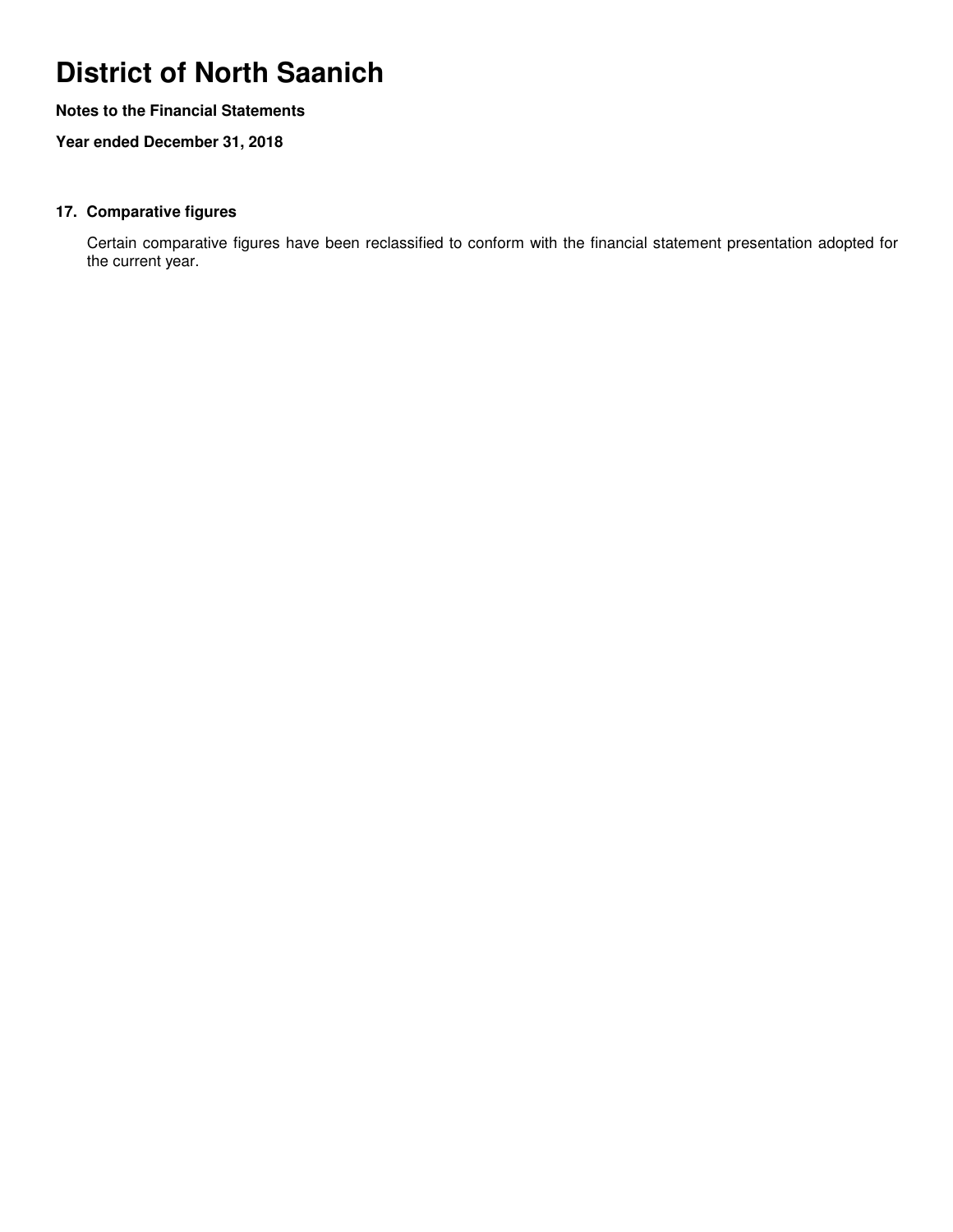# District of North Saanich

**Notes to the Financial Statements**

**Year ended December 31, 2018**

## 17. Comparative figures

Certain comparative figures have been reclassified to conform with the financial statement presentation adopted for the current year.